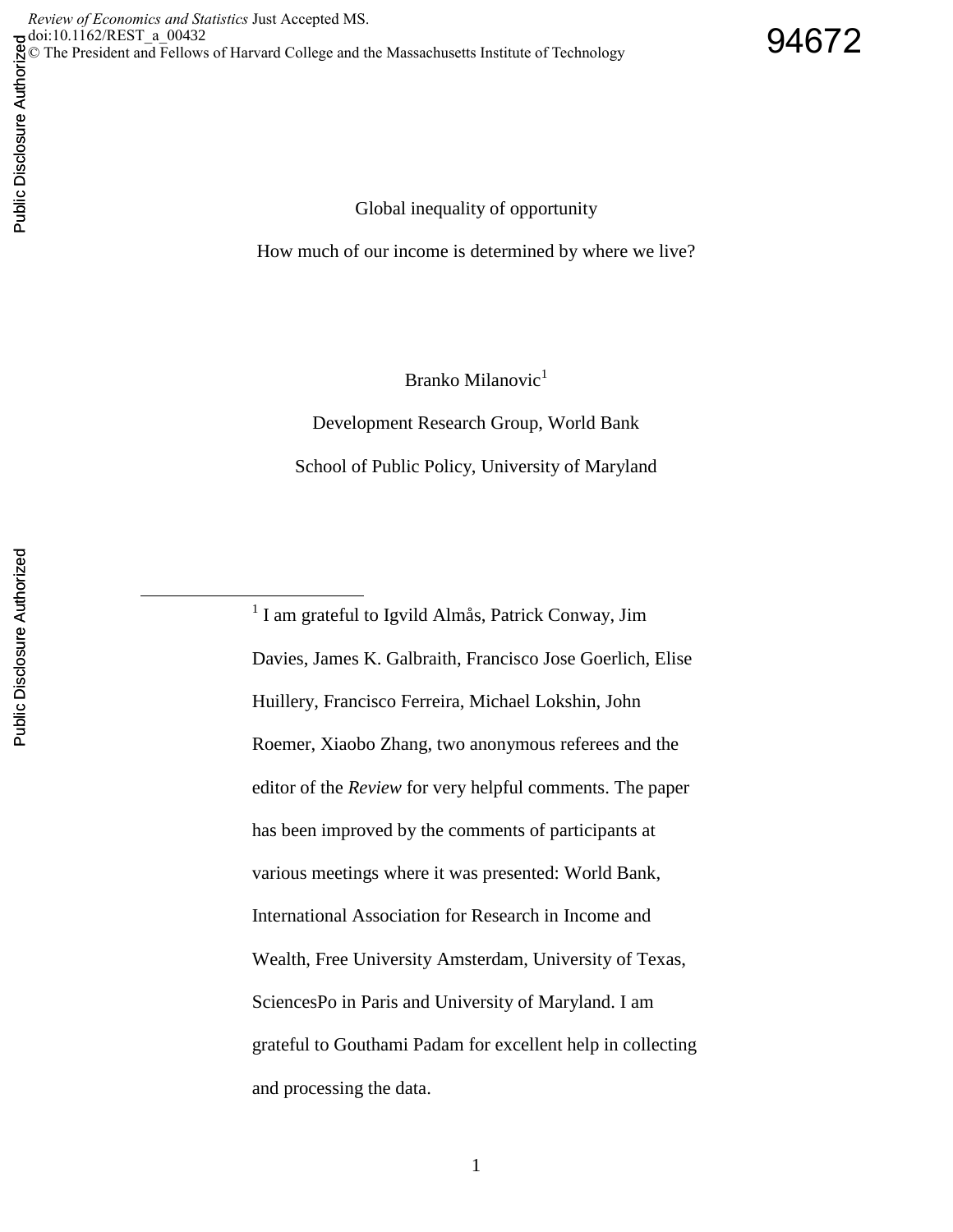# Global inequality of opportunity

## How much of our income is determined by where we live?

Branko Milanovic[1]

Development Research Group, World Bank

School of Public Policy, University of Maryland

[1] I am grateful to Igvild Almås, Patrick Conway, Jim Davies, James K. Galbraith, Francisco Jose Goerlich, Elise Huillery, Francisco Ferreira, Michael Lokshin, John Roemer, Xiaobo Zhang, two anonymous referees and the editor of the *Review* for very helpful comments. The paper has been improved by the comments of participants at various meetings where it was presented: World Bank, International Association for Research in Income and Wealth, Free University Amsterdam, University of Texas, SciencesPo in Paris and University of Maryland. I am grateful to Gouthami Padam for excellent help in collecting and processing the data.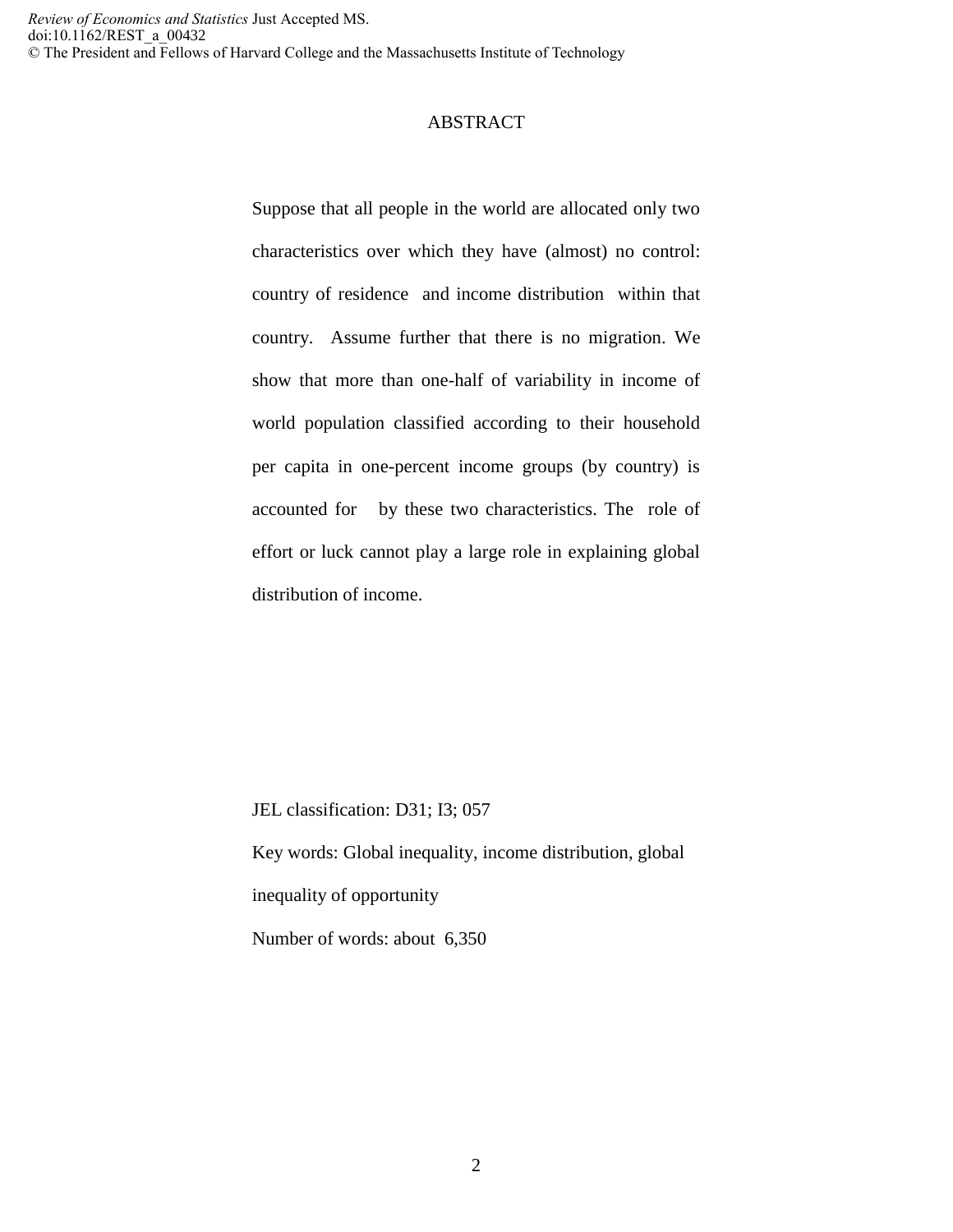# ABSTRACT

Suppose that all people in the world are allocated only two characteristics over which they have (almost) no control: country of residence and income distribution within that country. Assume further that there is no migration. We show that more than one-half of variability in income of world population classified according to their household per capita in one-percent income groups (by country) is accounted for by these two characteristics. The role of effort or luck cannot play a large role in explaining global distribution of income.

JEL classification: D31; I3; 057

Key words: Global inequality, income distribution, global inequality of opportunity

Number of words: about 6,350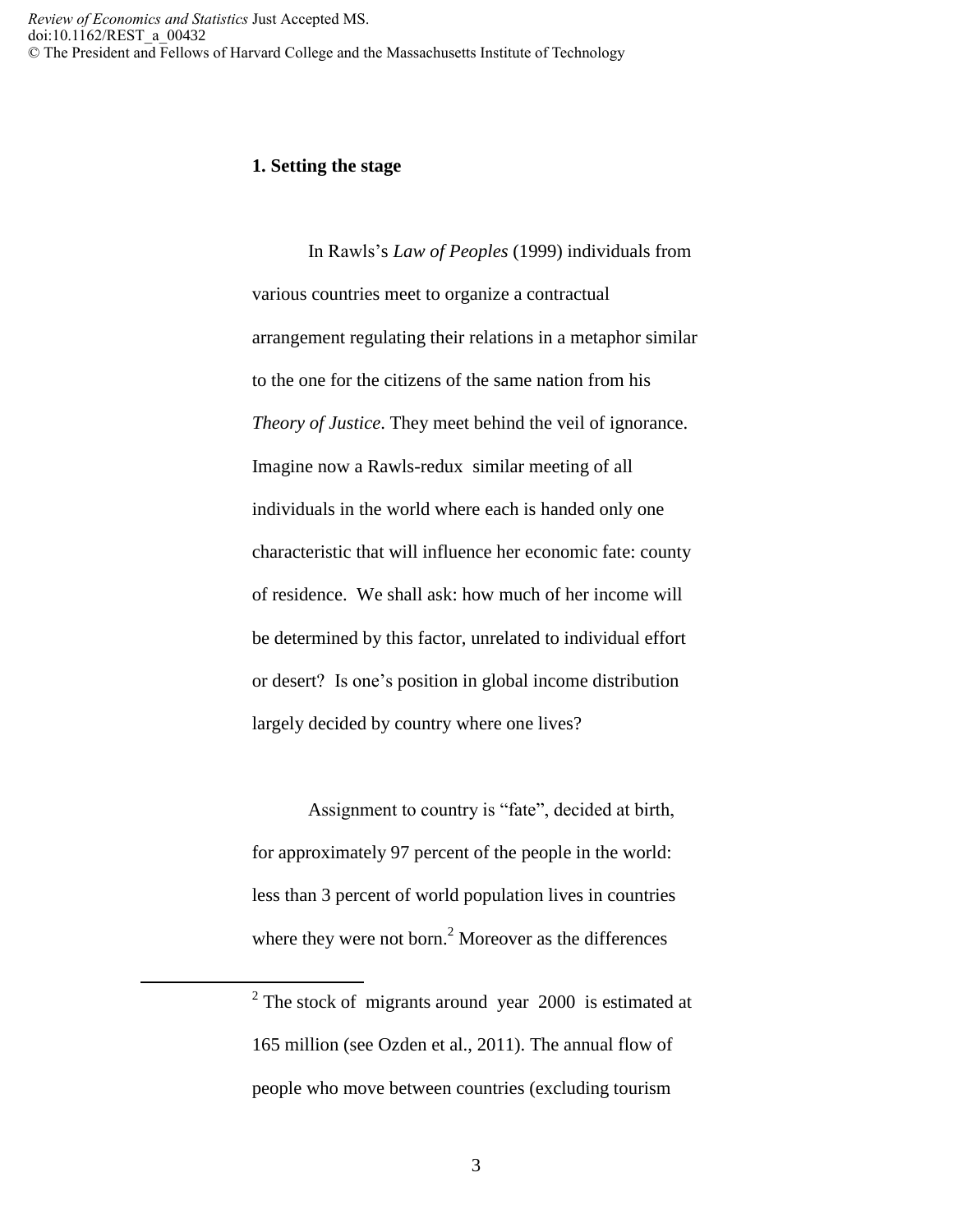## 1. Setting the stage

In Rawls's *Law of Peoples* (1999) individuals from various countries meet to organize a contractual arrangement regulating their relations in a metaphor similar to the one for the citizens of the same nation from his *Theory of Justice*. They meet behind the veil of ignorance. Imagine now a Rawls-redux similar meeting of all individuals in the world where each is handed only one characteristic that will influence her economic fate: county of residence. We shall ask: how much of her income will be determined by this factor, unrelated to individual effort or desert? Is one's position in global income distribution largely decided by country where one lives?

Assignment to country is "fate", decided at birth, for approximately 97 percent of the people in the world: less than 3 percent of world population lives in countries where they were not born.[2] Moreover as the differences

[2] The stock of migrants around year 2000 is estimated at 165 million (see Ozden et al., 2011). The annual flow of people who move between countries (excluding tourism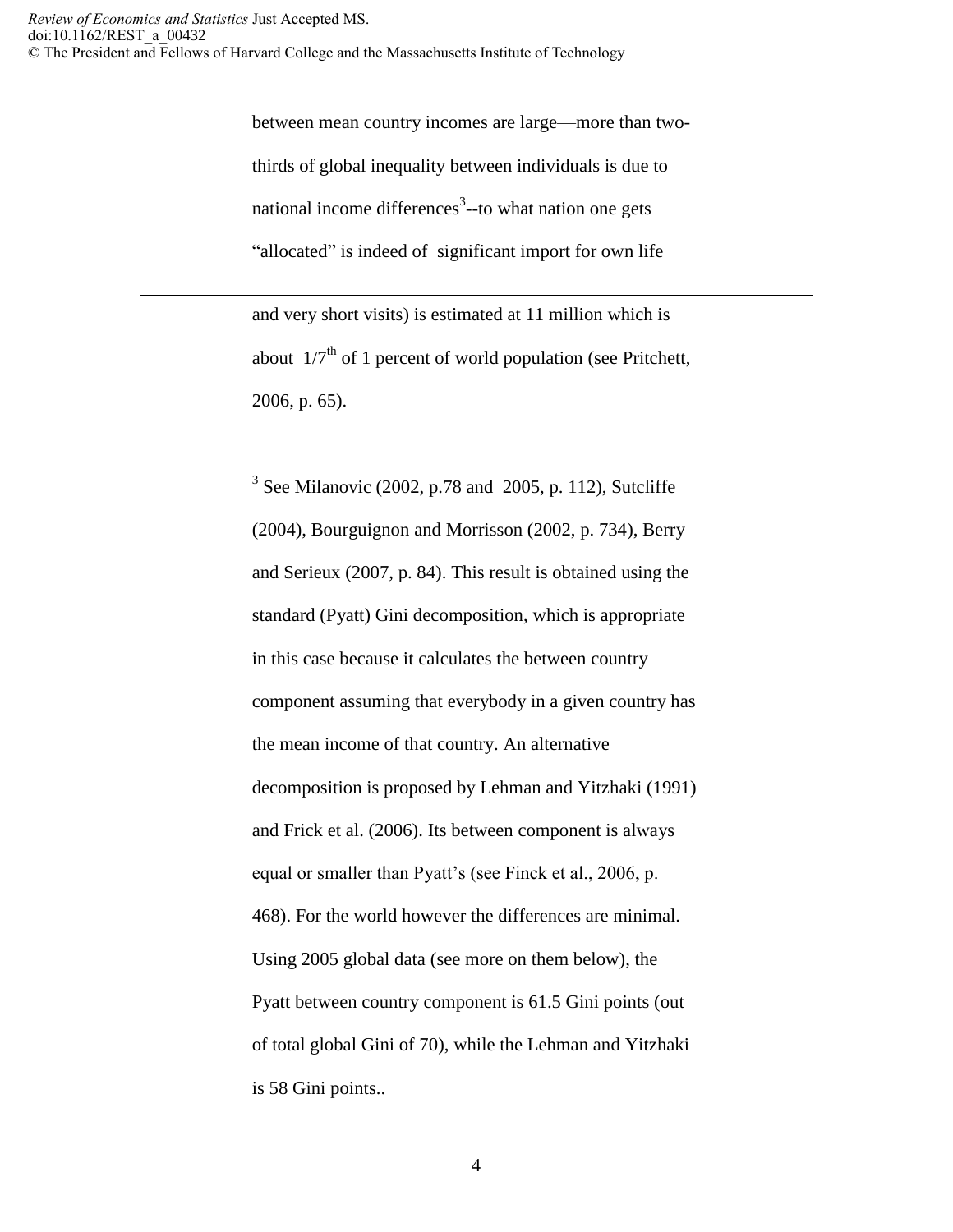between mean country incomes are large—more than two-thirds of global inequality between individuals is due to national income differences[3]--to what nation one gets "allocated" is indeed of significant import for own life

---

and very short visits) is estimated at 11 million which is about $1/7^{th}$ of 1 percent of world population (see Pritchett, 2006, p. 65).

[3] See Milanovic (2002, p.78 and 2005, p. 112), Sutcliffe (2004), Bourguignon and Morrisson (2002, p. 734), Berry and Serieux (2007, p. 84). This result is obtained using the standard (Pyatt) Gini decomposition, which is appropriate in this case because it calculates the between country component assuming that everybody in a given country has the mean income of that country. An alternative decomposition is proposed by Lehman and Yitzhaki (1991) and Frick et al. (2006). Its between component is always equal or smaller than Pyatt's (see Finck et al., 2006, p. 468). For the world however the differences are minimal. Using 2005 global data (see more on them below), the Pyatt between country component is 61.5 Gini points (out of total global Gini of 70), while the Lehman and Yitzhaki is 58 Gini points..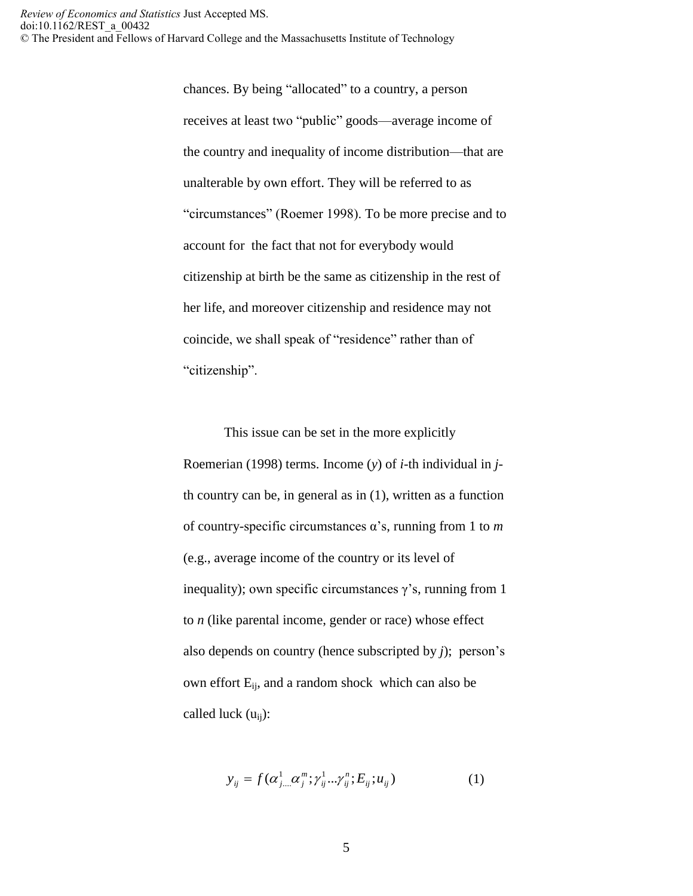chances. By being "allocated" to a country, a person receives at least two "public" goods—average income of the country and inequality of income distribution—that are unalterable by own effort. They will be referred to as "circumstances" (Roemer 1998). To be more precise and to account for the fact that not for everybody would citizenship at birth be the same as citizenship in the rest of her life, and moreover citizenship and residence may not coincide, we shall speak of "residence" rather than of "citizenship".

This issue can be set in the more explicitly Roemerian (1998) terms. Income ($y$) of $i$-th individual in $j$-th country can be, in general as in (1), written as a function of country-specific circumstances $\alpha$'s, running from 1 to $m$ (e.g., average income of the country or its level of inequality); own specific circumstances $\gamma$'s, running from 1 to $n$ (like parental income, gender or race) whose effect also depends on country (hence subscripted by $j$); person's own effort $E_{ij}$, and a random shock which can also be called luck ($u_{ij}$):

$$y_{ij} = f(\alpha_{j....}^{1}\alpha_{j}^{m};\gamma_{ij}^{1}...\gamma_{ij}^{n};E_{ij};u_{ij}) \qquad (1)$$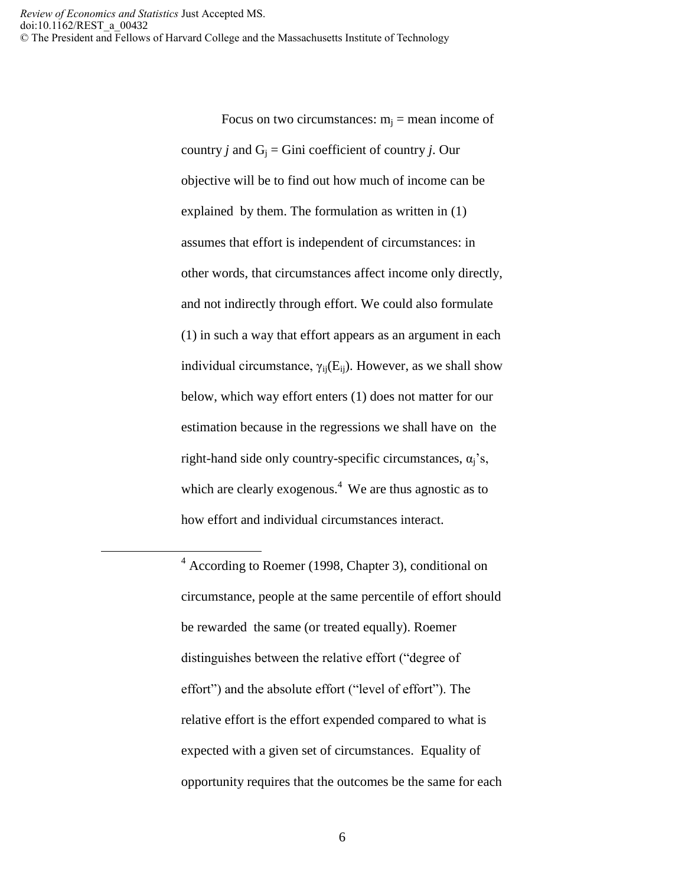Focus on two circumstances: $m_j$ = mean income of country *j* and $G_j$ = Gini coefficient of country *j*. Our objective will be to find out how much of income can be explained by them. The formulation as written in (1) assumes that effort is independent of circumstances: in other words, that circumstances affect income only directly, and not indirectly through effort. We could also formulate (1) in such a way that effort appears as an argument in each individual circumstance, $\gamma_{ij}(E_{ij})$. However, as we shall show below, which way effort enters (1) does not matter for our estimation because in the regressions we shall have on the right-hand side only country-specific circumstances, $\alpha_j$'s, which are clearly exogenous.[4] We are thus agnostic as to how effort and individual circumstances interact.

[4] According to Roemer (1998, Chapter 3), conditional on circumstance, people at the same percentile of effort should be rewarded the same (or treated equally). Roemer distinguishes between the relative effort ("degree of effort") and the absolute effort ("level of effort"). The relative effort is the effort expended compared to what is expected with a given set of circumstances. Equality of opportunity requires that the outcomes be the same for each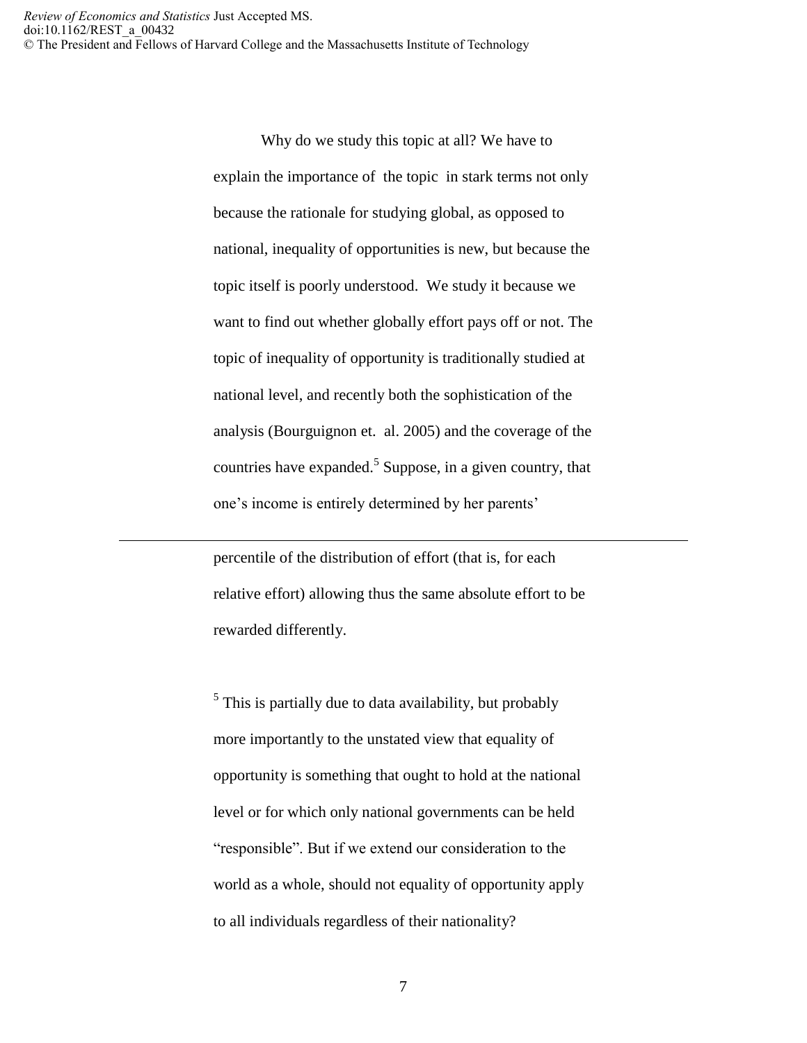Why do we study this topic at all? We have to explain the importance of the topic in stark terms not only because the rationale for studying global, as opposed to national, inequality of opportunities is new, but because the topic itself is poorly understood. We study it because we want to find out whether globally effort pays off or not. The topic of inequality of opportunity is traditionally studied at national level, and recently both the sophistication of the analysis (Bourguignon et. al. 2005) and the coverage of the countries have expanded.[5] Suppose, in a given country, that one's income is entirely determined by her parents'

---

percentile of the distribution of effort (that is, for each relative effort) allowing thus the same absolute effort to be rewarded differently.

[5] This is partially due to data availability, but probably more importantly to the unstated view that equality of opportunity is something that ought to hold at the national level or for which only national governments can be held "responsible". But if we extend our consideration to the world as a whole, should not equality of opportunity apply to all individuals regardless of their nationality?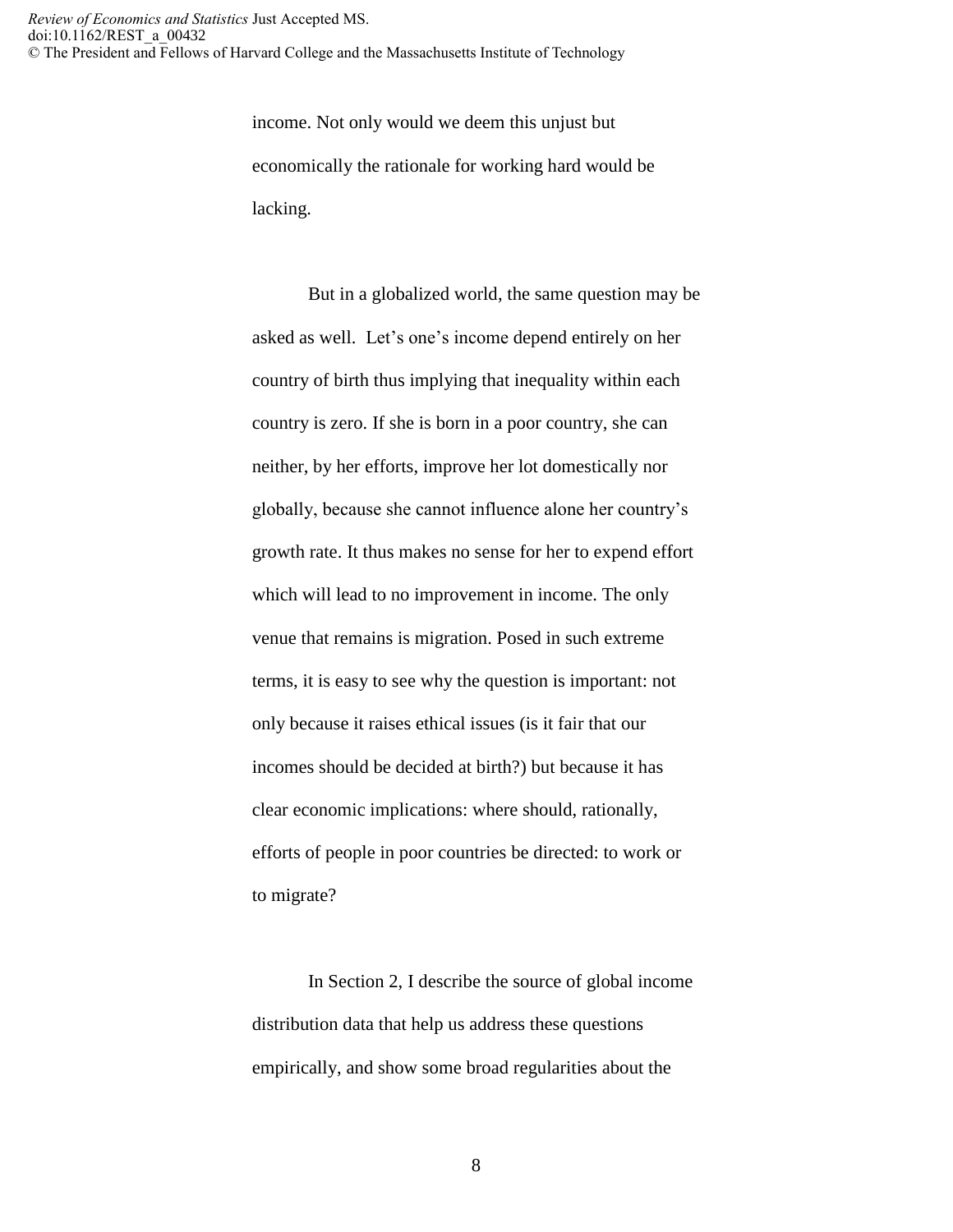income. Not only would we deem this unjust but economically the rationale for working hard would be lacking.

But in a globalized world, the same question may be asked as well. Let's one's income depend entirely on her country of birth thus implying that inequality within each country is zero. If she is born in a poor country, she can neither, by her efforts, improve her lot domestically nor globally, because she cannot influence alone her country's growth rate. It thus makes no sense for her to expend effort which will lead to no improvement in income. The only venue that remains is migration. Posed in such extreme terms, it is easy to see why the question is important: not only because it raises ethical issues (is it fair that our incomes should be decided at birth?) but because it has clear economic implications: where should, rationally, efforts of people in poor countries be directed: to work or to migrate?

In Section 2, I describe the source of global income distribution data that help us address these questions empirically, and show some broad regularities about the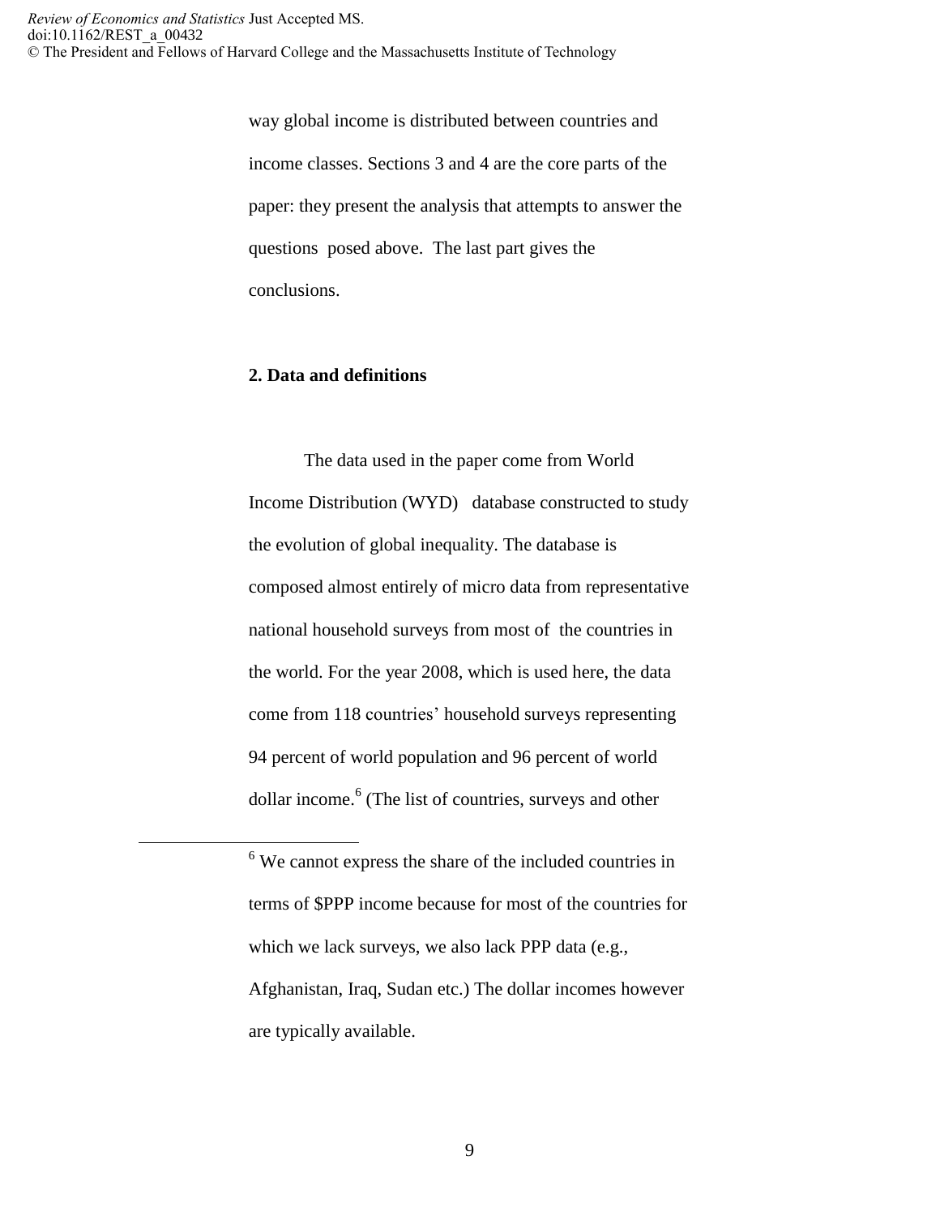way global income is distributed between countries and income classes. Sections 3 and 4 are the core parts of the paper: they present the analysis that attempts to answer the questions posed above. The last part gives the conclusions.

## 2. Data and definitions

The data used in the paper come from World Income Distribution (WYD) database constructed to study the evolution of global inequality. The database is composed almost entirely of micro data from representative national household surveys from most of the countries in the world. For the year 2008, which is used here, the data come from 118 countries' household surveys representing 94 percent of world population and 96 percent of world dollar income.[6] (The list of countries, surveys and other

[6] We cannot express the share of the included countries in terms of $PPP income because for most of the countries for which we lack surveys, we also lack PPP data (e.g., Afghanistan, Iraq, Sudan etc.) The dollar incomes however are typically available.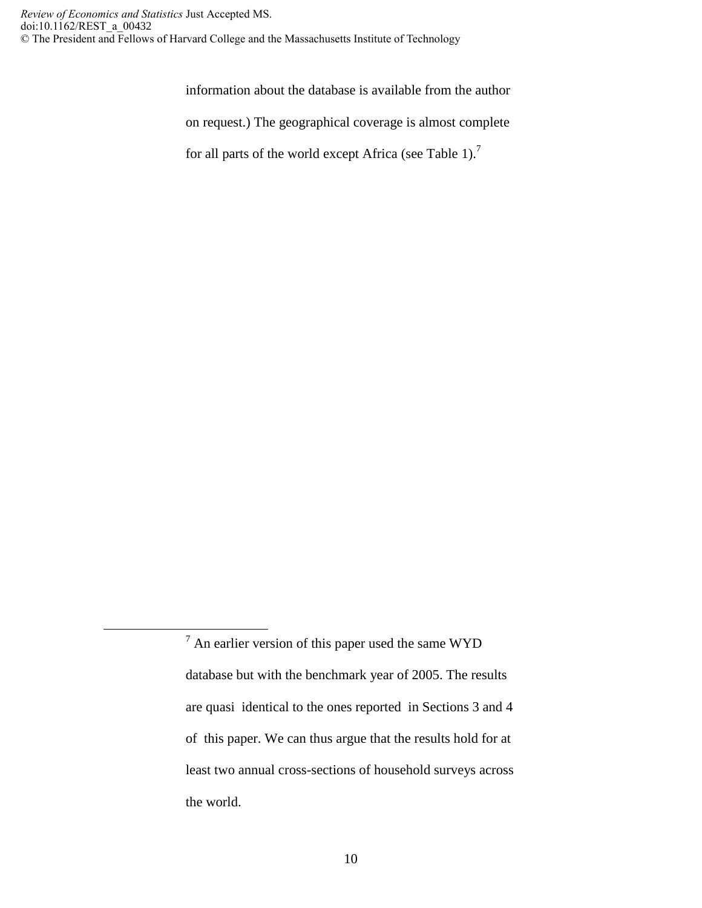information about the database is available from the author on request.) The geographical coverage is almost complete for all parts of the world except Africa (see Table 1).[7]

---

[7] An earlier version of this paper used the same WYD database but with the benchmark year of 2005. The results are quasi identical to the ones reported in Sections 3 and 4 of this paper. We can thus argue that the results hold for at least two annual cross-sections of household surveys across the world.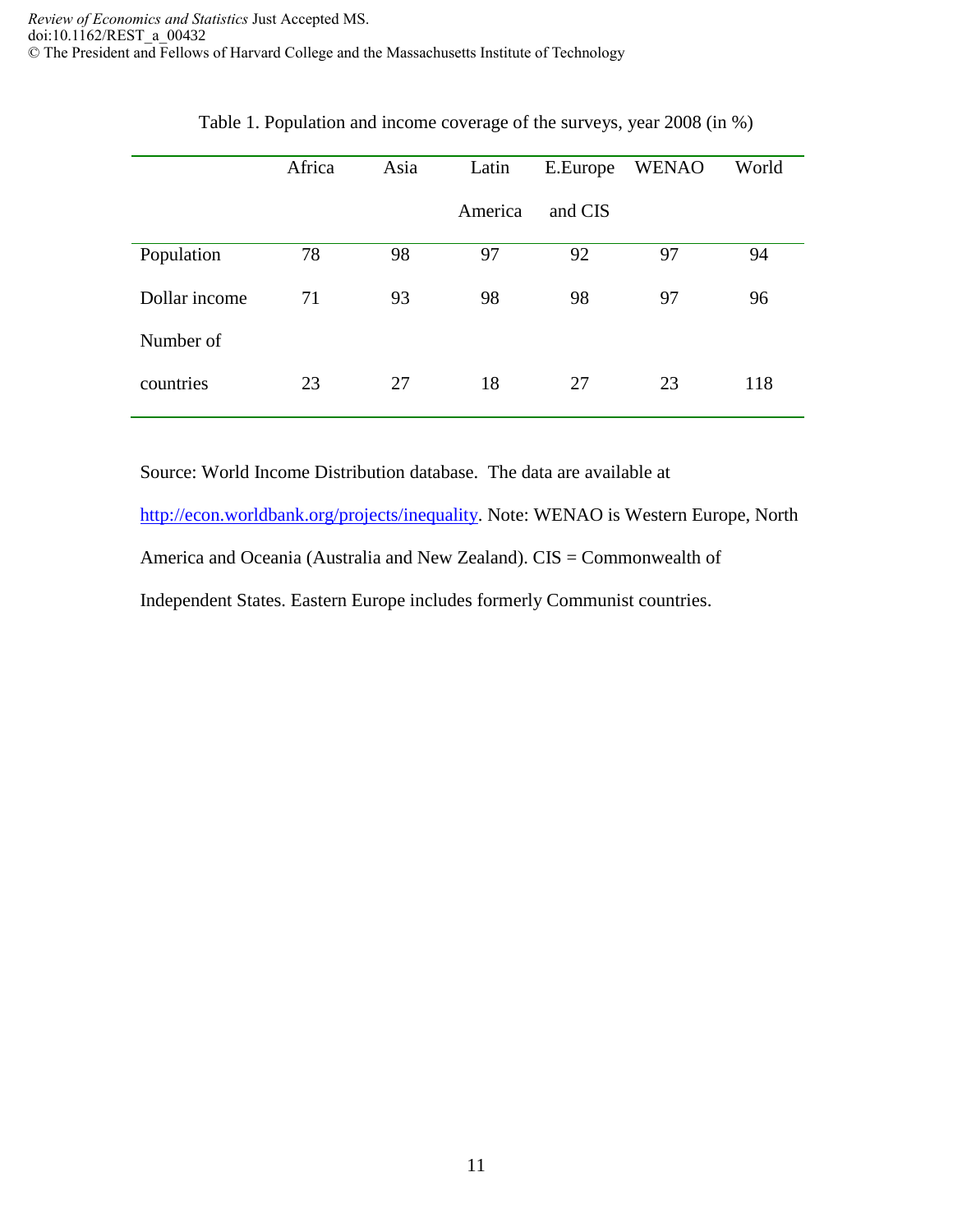Table 1. Population and income coverage of the surveys, year 2008 (in %)

| | Africa | Asia | Latin America | E.Europe and CIS | WENAO | World |
|---|---|---|---|---|---|---|
| Population | 78 | 98 | 97 | 92 | 97 | 94 |
| Dollar income | 71 | 93 | 98 | 98 | 97 | 96 |
| Number of countries | 23 | 27 | 18 | 27 | 23 | 118 |

Source: World Income Distribution database. The data are available at http://econ.worldbank.org/projects/inequality. Note: WENAO is Western Europe, North America and Oceania (Australia and New Zealand). CIS = Commonwealth of Independent States. Eastern Europe includes formerly Communist countries.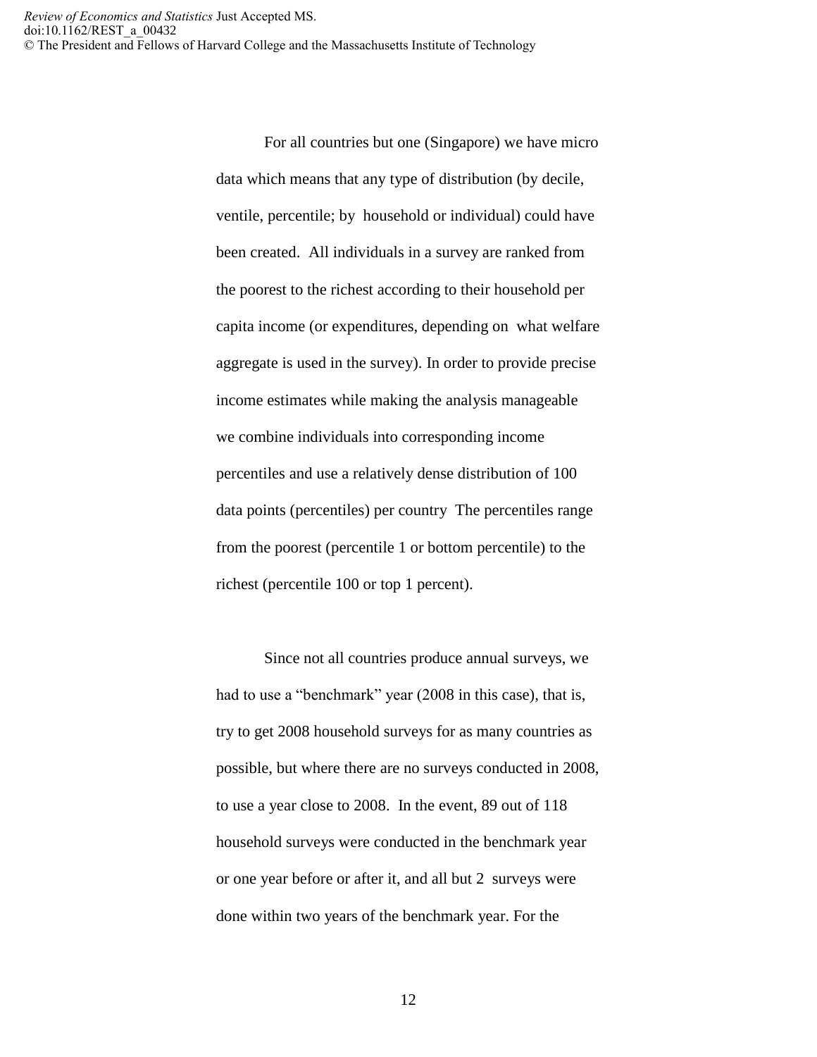For all countries but one (Singapore) we have micro data which means that any type of distribution (by decile, ventile, percentile; by household or individual) could have been created. All individuals in a survey are ranked from the poorest to the richest according to their household per capita income (or expenditures, depending on what welfare aggregate is used in the survey). In order to provide precise income estimates while making the analysis manageable we combine individuals into corresponding income percentiles and use a relatively dense distribution of 100 data points (percentiles) per country The percentiles range from the poorest (percentile 1 or bottom percentile) to the richest (percentile 100 or top 1 percent).

Since not all countries produce annual surveys, we had to use a "benchmark" year (2008 in this case), that is, try to get 2008 household surveys for as many countries as possible, but where there are no surveys conducted in 2008, to use a year close to 2008. In the event, 89 out of 118 household surveys were conducted in the benchmark year or one year before or after it, and all but 2 surveys were done within two years of the benchmark year. For the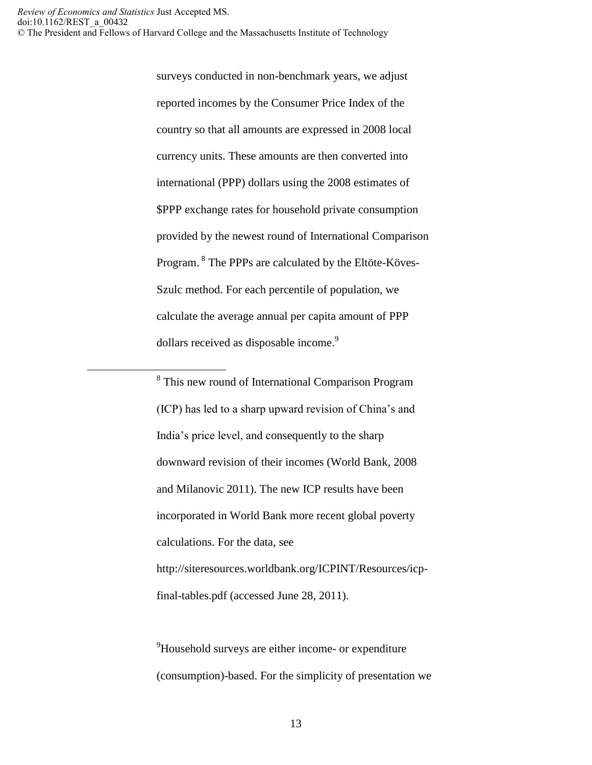surveys conducted in non-benchmark years, we adjust reported incomes by the Consumer Price Index of the country so that all amounts are expressed in 2008 local currency units. These amounts are then converted into international (PPP) dollars using the 2008 estimates of $PPP exchange rates for household private consumption provided by the newest round of International Comparison Program. [8] The PPPs are calculated by the Eltöte-Köves-Szulc method. For each percentile of population, we calculate the average annual per capita amount of PPP dollars received as disposable income.[9]

---

[8] This new round of International Comparison Program (ICP) has led to a sharp upward revision of China's and India's price level, and consequently to the sharp downward revision of their incomes (World Bank, 2008 and Milanovic 2011). The new ICP results have been incorporated in World Bank more recent global poverty calculations. For the data, see http://siteresources.worldbank.org/ICPINT/Resources/icp-final-tables.pdf (accessed June 28, 2011).

[9] Household surveys are either income- or expenditure (consumption)-based. For the simplicity of presentation we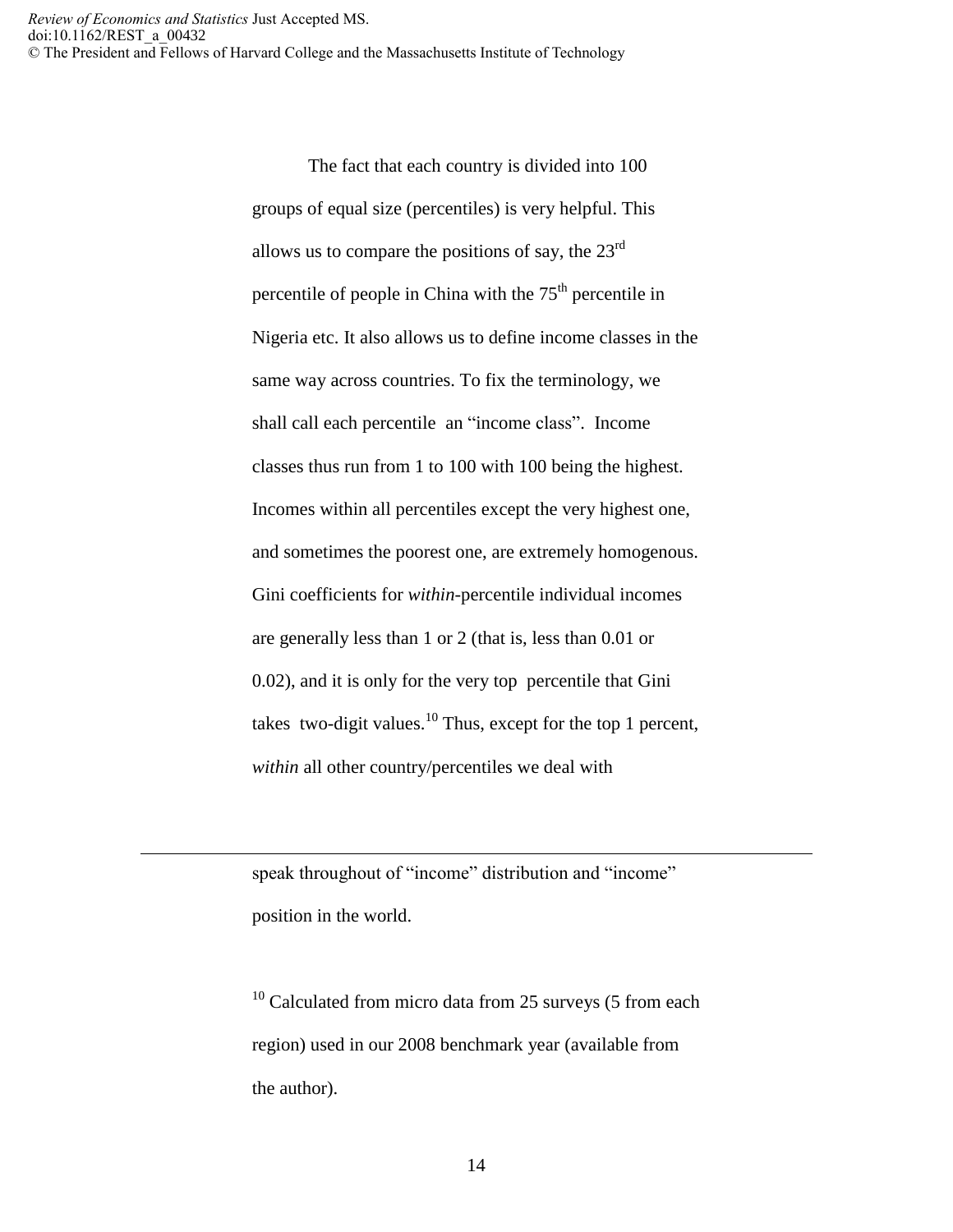The fact that each country is divided into 100 groups of equal size (percentiles) is very helpful. This allows us to compare the positions of say, the 23rd percentile of people in China with the 75th percentile in Nigeria etc. It also allows us to define income classes in the same way across countries. To fix the terminology, we shall call each percentile an "income class". Income classes thus run from 1 to 100 with 100 being the highest. Incomes within all percentiles except the very highest one, and sometimes the poorest one, are extremely homogenous. Gini coefficients for *within*-percentile individual incomes are generally less than 1 or 2 (that is, less than 0.01 or 0.02), and it is only for the very top percentile that Gini takes two-digit values.[10] Thus, except for the top 1 percent, *within* all other country/percentiles we deal with

---

speak throughout of "income" distribution and "income" position in the world.

[10] Calculated from micro data from 25 surveys (5 from each region) used in our 2008 benchmark year (available from the author).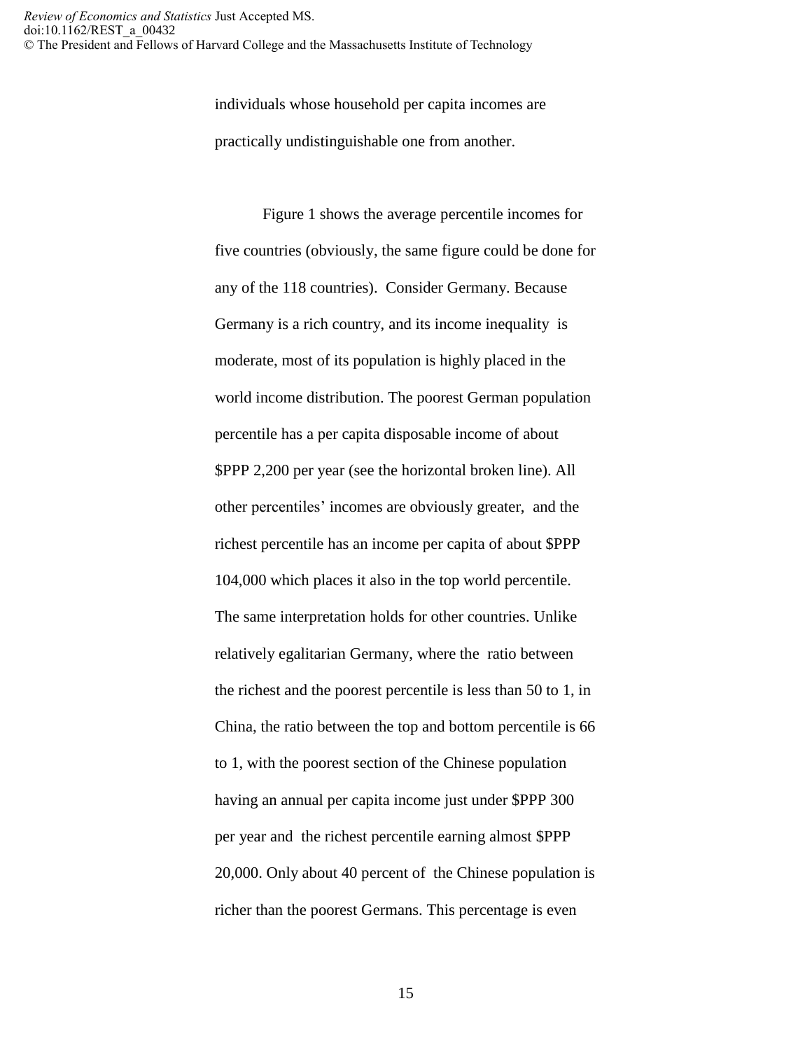individuals whose household per capita incomes are practically undistinguishable one from another.

Figure 1 shows the average percentile incomes for five countries (obviously, the same figure could be done for any of the 118 countries). Consider Germany. Because Germany is a rich country, and its income inequality is moderate, most of its population is highly placed in the world income distribution. The poorest German population percentile has a per capita disposable income of about $PPP 2,200 per year (see the horizontal broken line). All other percentiles' incomes are obviously greater, and the richest percentile has an income per capita of about $PPP 104,000 which places it also in the top world percentile. The same interpretation holds for other countries. Unlike relatively egalitarian Germany, where the ratio between the richest and the poorest percentile is less than 50 to 1, in China, the ratio between the top and bottom percentile is 66 to 1, with the poorest section of the Chinese population having an annual per capita income just under $PPP 300 per year and the richest percentile earning almost $PPP 20,000. Only about 40 percent of the Chinese population is richer than the poorest Germans. This percentage is even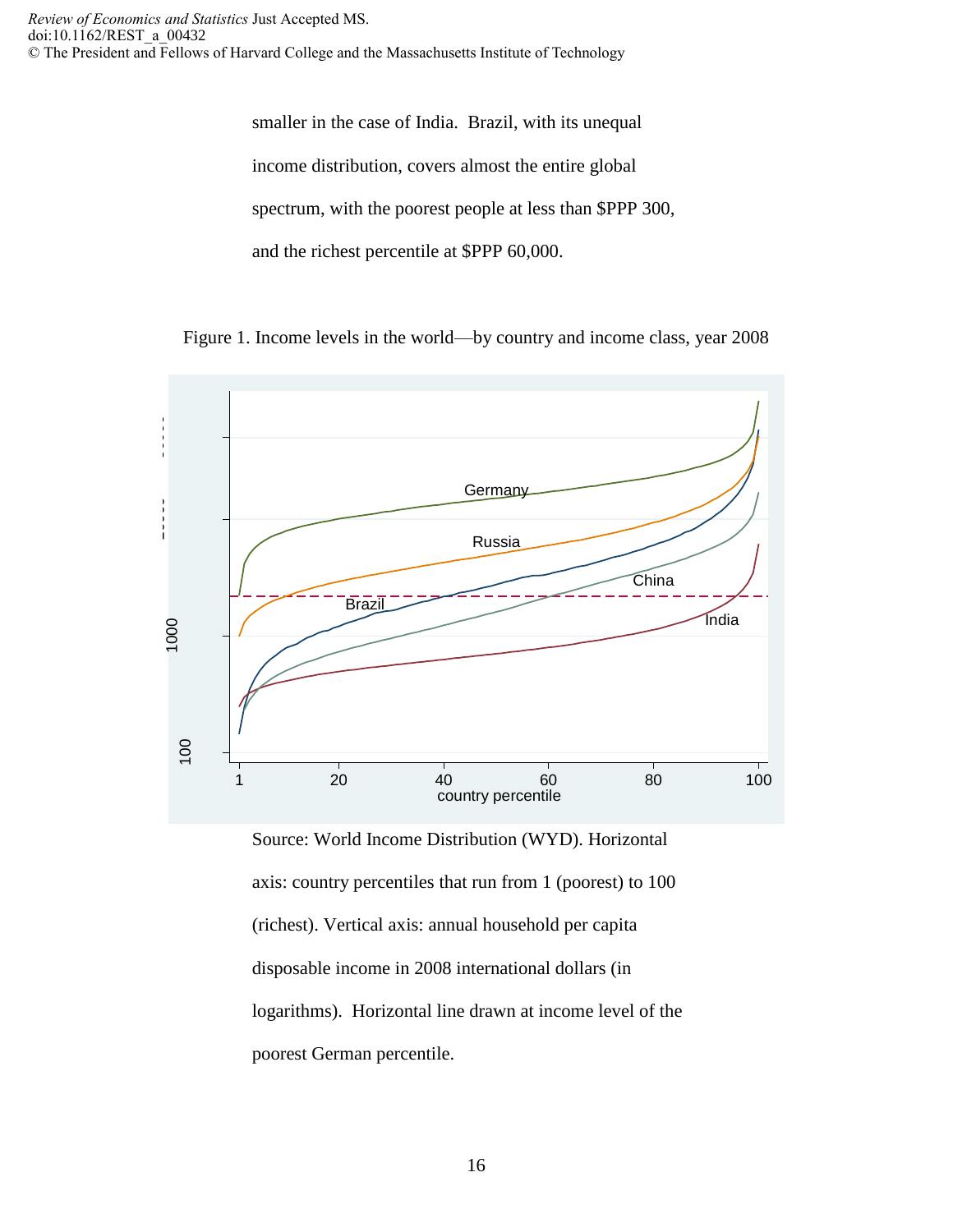smaller in the case of India. Brazil, with its unequal income distribution, covers almost the entire global spectrum, with the poorest people at less than $PPP 300, and the richest percentile at $PPP 60,000.

Figure 1. Income levels in the world—by country and income class, year 2008

Source: World Income Distribution (WYD). Horizontal axis: country percentiles that run from 1 (poorest) to 100 (richest). Vertical axis: annual household per capita disposable income in 2008 international dollars (in logarithms). Horizontal line drawn at income level of the poorest German percentile.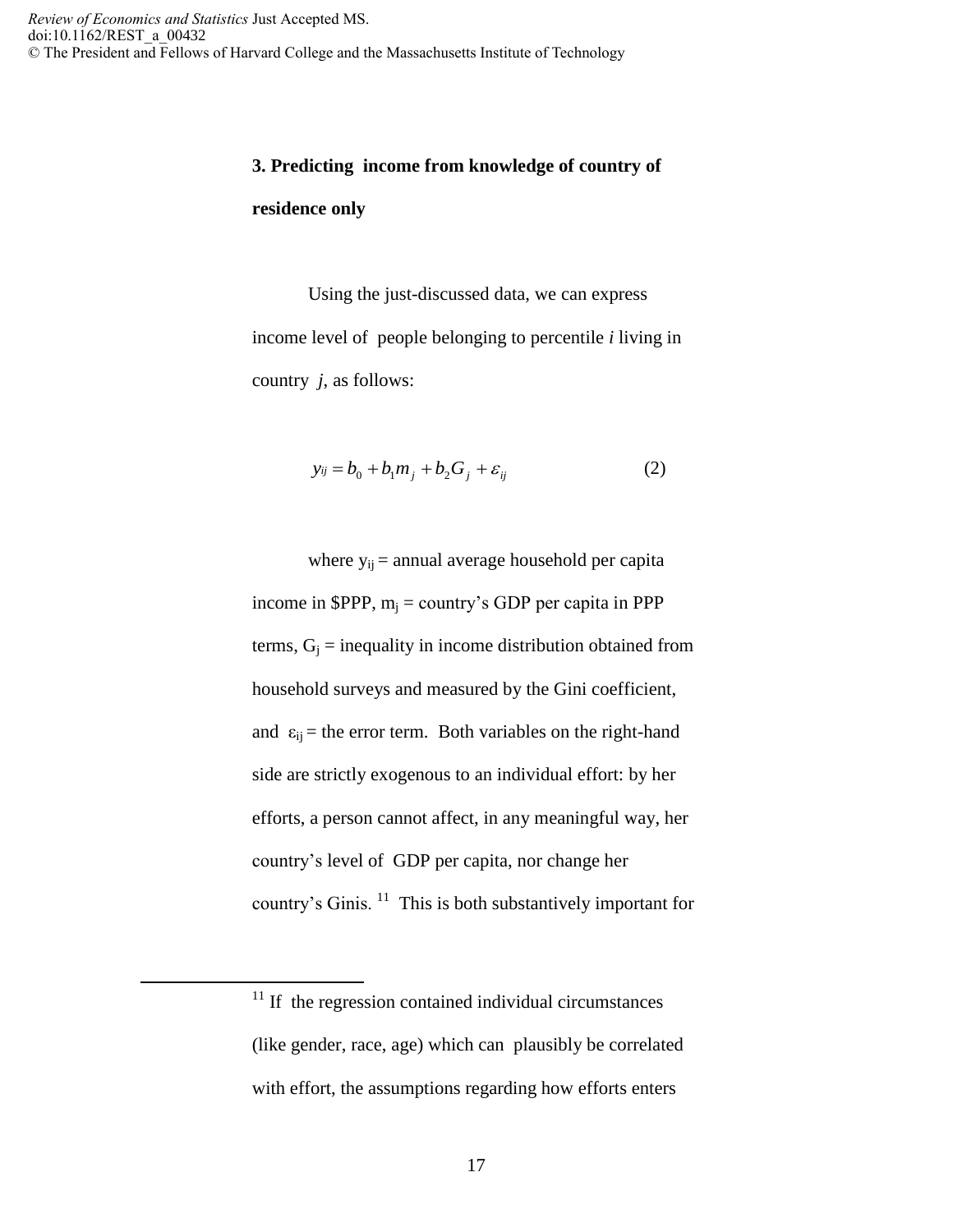## 3. Predicting income from knowledge of country of residence only

Using the just-discussed data, we can express income level of people belonging to percentile *i* living in country *j*, as follows:

$$y_{ij} = b_0 + b_1 m_j + b_2 G_j + \varepsilon_{ij} \qquad (2)$$

where $y_{ij}$ = annual average household per capita income in \$PPP, $m_j$ = country's GDP per capita in PPP terms, $G_j$ = inequality in income distribution obtained from household surveys and measured by the Gini coefficient, and $\varepsilon_{ij}$ = the error term. Both variables on the right-hand side are strictly exogenous to an individual effort: by her efforts, a person cannot affect, in any meaningful way, her country's level of GDP per capita, nor change her country's Ginis. [11] This is both substantively important for

---

[11] If the regression contained individual circumstances (like gender, race, age) which can plausibly be correlated with effort, the assumptions regarding how efforts enters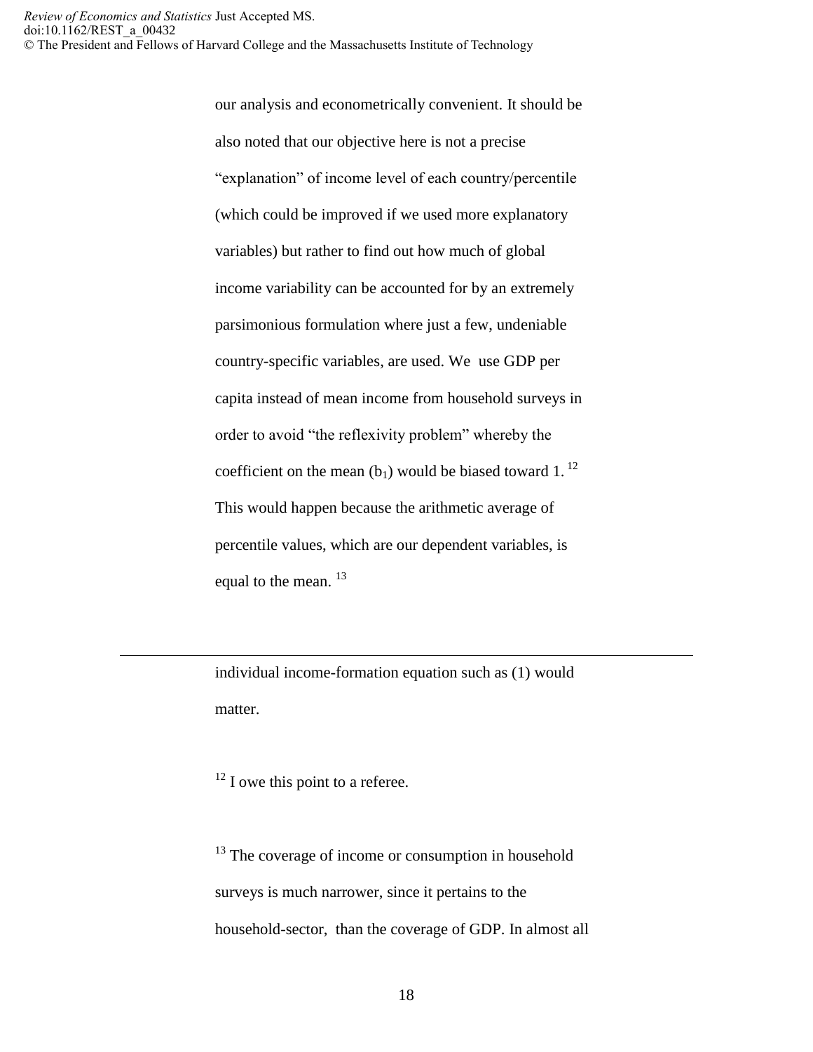our analysis and econometrically convenient. It should be also noted that our objective here is not a precise "explanation" of income level of each country/percentile (which could be improved if we used more explanatory variables) but rather to find out how much of global income variability can be accounted for by an extremely parsimonious formulation where just a few, undeniable country-specific variables, are used. We use GDP per capita instead of mean income from household surveys in order to avoid "the reflexivity problem" whereby the coefficient on the mean ($b_1$) would be biased toward 1.[12] This would happen because the arithmetic average of percentile values, which are our dependent variables, is equal to the mean.[13]

---

individual income-formation equation such as (1) would matter.

[12] I owe this point to a referee.

[13] The coverage of income or consumption in household surveys is much narrower, since it pertains to the household-sector, than the coverage of GDP. In almost all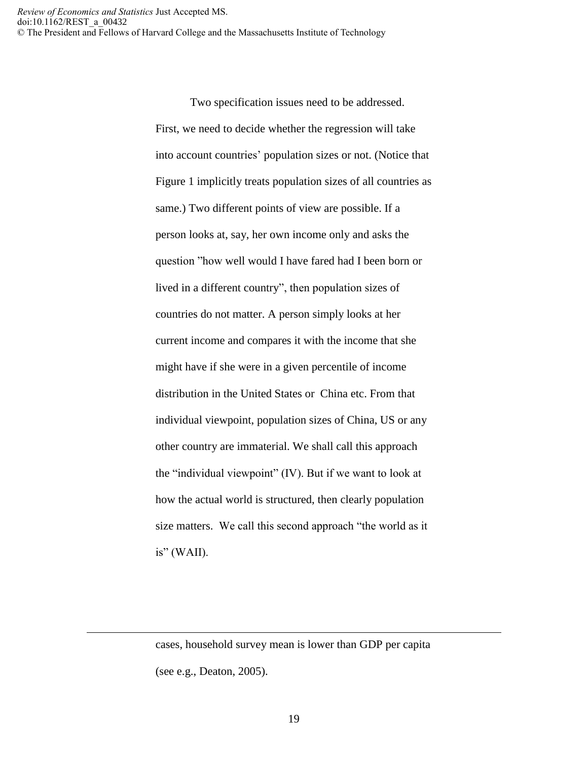Two specification issues need to be addressed. First, we need to decide whether the regression will take into account countries' population sizes or not. (Notice that Figure 1 implicitly treats population sizes of all countries as same.) Two different points of view are possible. If a person looks at, say, her own income only and asks the question "how well would I have fared had I been born or lived in a different country", then population sizes of countries do not matter. A person simply looks at her current income and compares it with the income that she might have if she were in a given percentile of income distribution in the United States or China etc. From that individual viewpoint, population sizes of China, US or any other country are immaterial. We shall call this approach the "individual viewpoint" (IV). But if we want to look at how the actual world is structured, then clearly population size matters. We call this second approach "the world as it is" (WAII).

---

cases, household survey mean is lower than GDP per capita (see e.g., Deaton, 2005).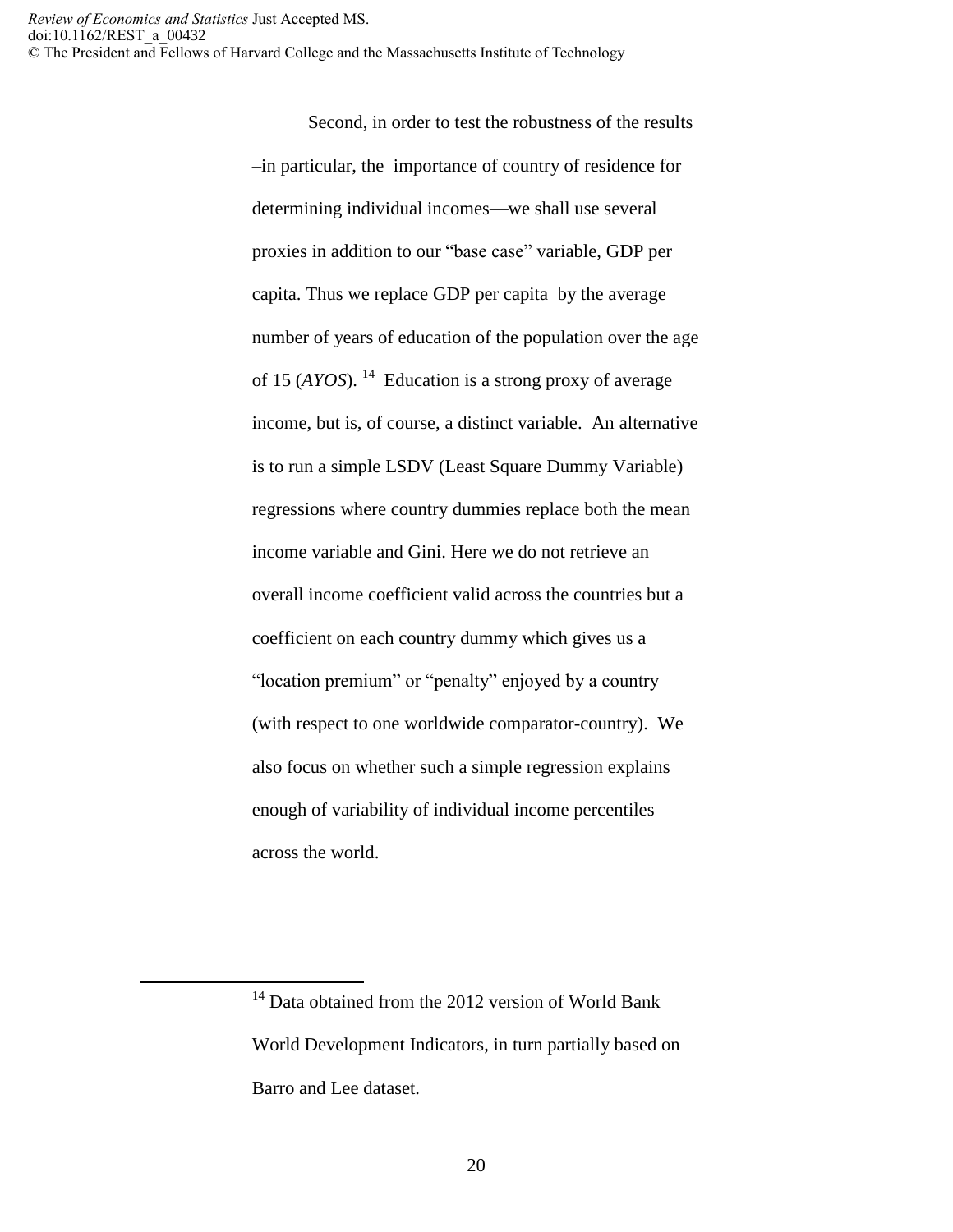Second, in order to test the robustness of the results –in particular, the importance of country of residence for determining individual incomes—we shall use several proxies in addition to our "base case" variable, GDP per capita. Thus we replace GDP per capita by the average number of years of education of the population over the age of 15 (*AYOS*).[14] Education is a strong proxy of average income, but is, of course, a distinct variable. An alternative is to run a simple LSDV (Least Square Dummy Variable) regressions where country dummies replace both the mean income variable and Gini. Here we do not retrieve an overall income coefficient valid across the countries but a coefficient on each country dummy which gives us a "location premium" or "penalty" enjoyed by a country (with respect to one worldwide comparator-country). We also focus on whether such a simple regression explains enough of variability of individual income percentiles across the world.

[14] Data obtained from the 2012 version of World Bank World Development Indicators, in turn partially based on Barro and Lee dataset.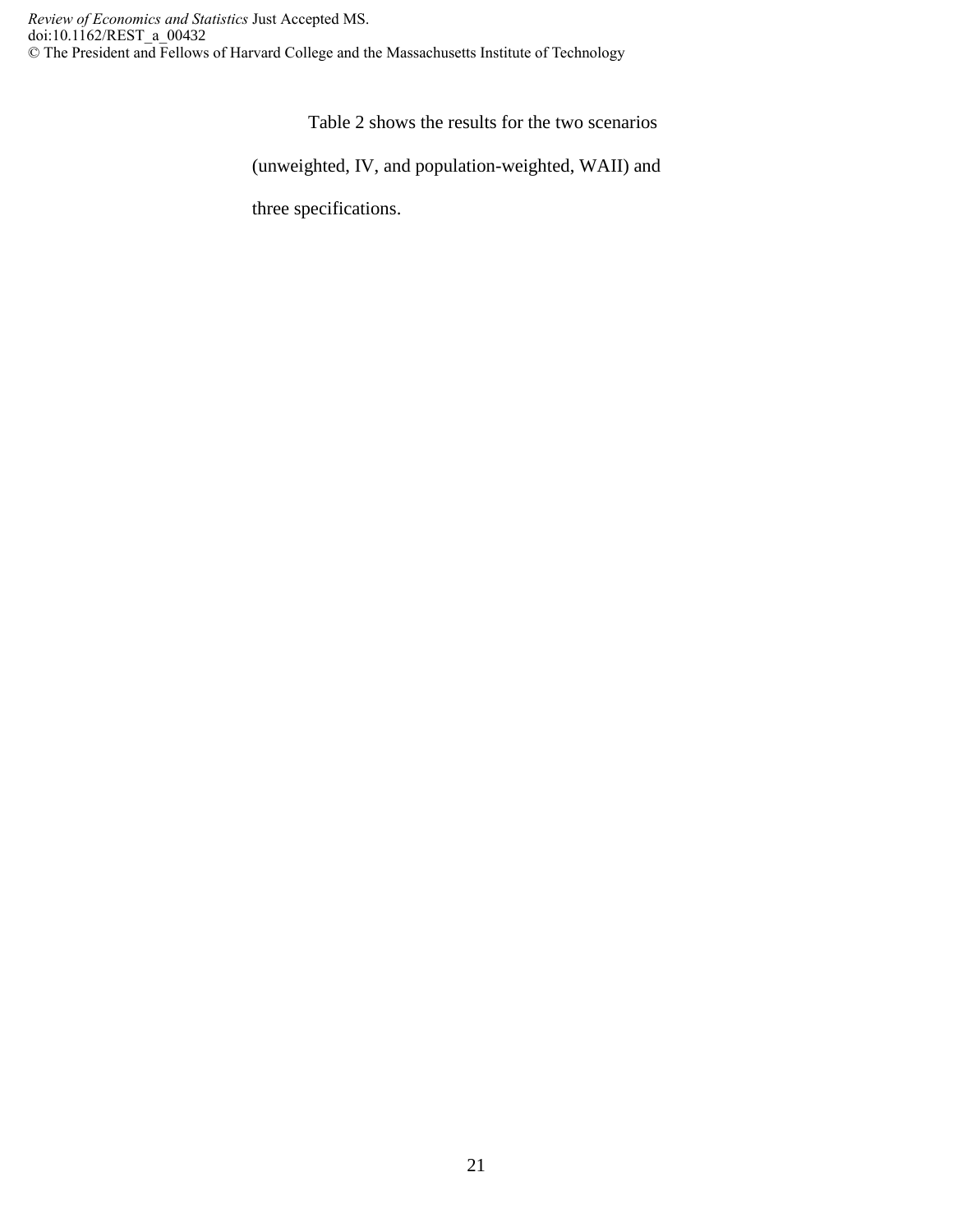Table 2 shows the results for the two scenarios (unweighted, IV, and population-weighted, WAII) and three specifications.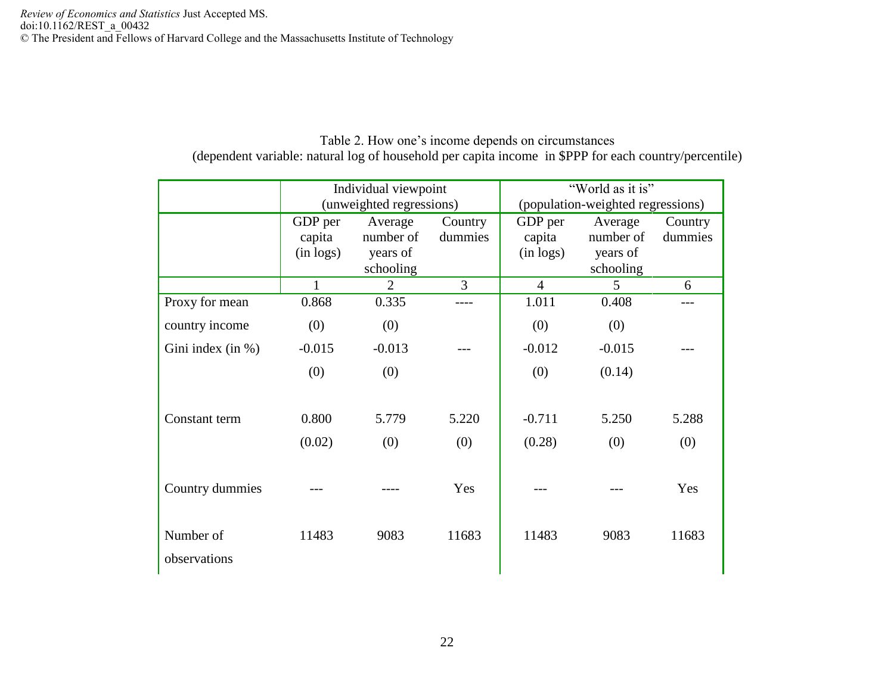Table 2. How one's income depends on circumstances
(dependent variable: natural log of household per capita income in $PPP for each country/percentile)

| | Individual viewpoint (unweighted regressions) | | | "World as it is" (population-weighted regressions) | | |
|---|---|---|---|---|---|---|
| | GDP per capita (in logs) | Average number of years of schooling | Country dummies | GDP per capita (in logs) | Average number of years of schooling | Country dummies |
| | 1 | 2 | 3 | 4 | 5 | 6 |
| Proxy for mean country income | 0.868 | 0.335 | ---- | 1.011 | 0.408 | --- |
| | (0) | (0) | | (0) | (0) | |
| Gini index (in %) | -0.015 | -0.013 | --- | -0.012 | -0.015 | --- |
| | (0) | (0) | | (0) | (0.14) | |
| Constant term | 0.800 | 5.779 | 5.220 | -0.711 | 5.250 | 5.288 |
| | (0.02) | (0) | (0) | (0.28) | (0) | (0) |
| Country dummies | --- | ---- | Yes | --- | --- | Yes |
| Number of observations | 11483 | 9083 | 11683 | 11483 | 9083 | 11683 |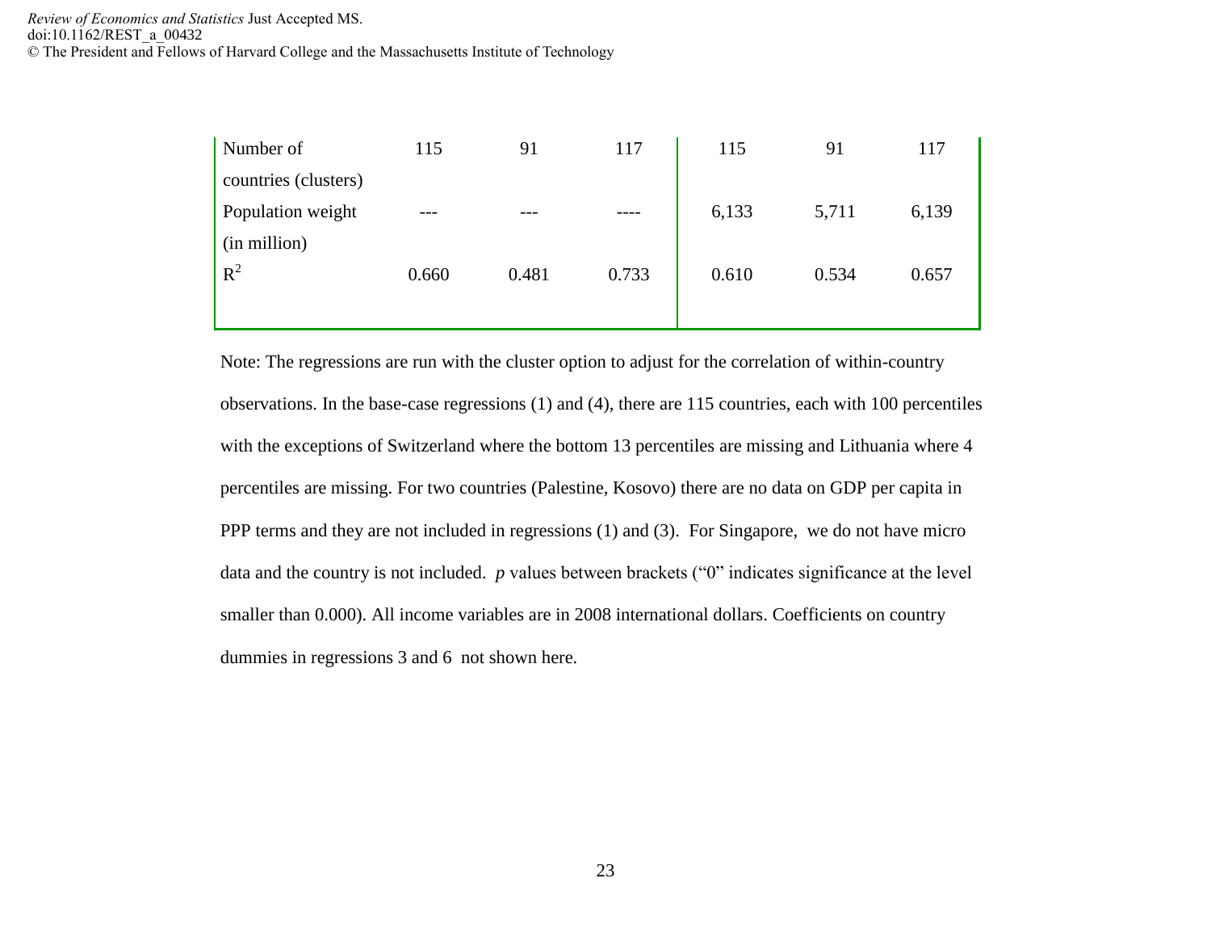| | | | | | | |
|---|---|---|---|---|---|---|
| Number of countries (clusters) | 115 | 91 | 117 | 115 | 91 | 117 |
| Population weight (in million) | --- | --- | ---- | 6,133 | 5,711 | 6,139 |
| $R^2$ | 0.660 | 0.481 | 0.733 | 0.610 | 0.534 | 0.657 |

Note: The regressions are run with the cluster option to adjust for the correlation of within-country observations. In the base-case regressions (1) and (4), there are 115 countries, each with 100 percentiles with the exceptions of Switzerland where the bottom 13 percentiles are missing and Lithuania where 4 percentiles are missing. For two countries (Palestine, Kosovo) there are no data on GDP per capita in PPP terms and they are not included in regressions (1) and (3). For Singapore, we do not have micro data and the country is not included. *p* values between brackets ("0" indicates significance at the level smaller than 0.000). All income variables are in 2008 international dollars. Coefficients on country dummies in regressions 3 and 6 not shown here.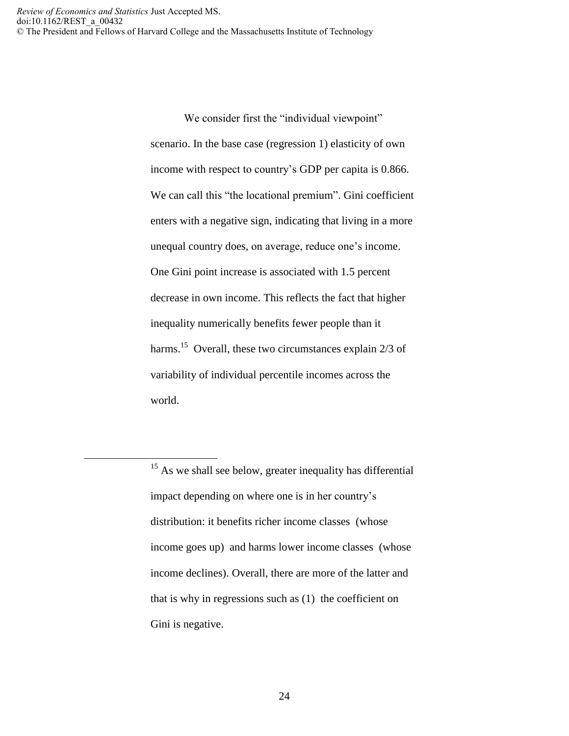We consider first the “individual viewpoint” scenario. In the base case (regression 1) elasticity of own income with respect to country’s GDP per capita is 0.866. We can call this “the locational premium”. Gini coefficient enters with a negative sign, indicating that living in a more unequal country does, on average, reduce one’s income. One Gini point increase is associated with 1.5 percent decrease in own income. This reflects the fact that higher inequality numerically benefits fewer people than it harms.[15] Overall, these two circumstances explain 2/3 of variability of individual percentile incomes across the world.

[15] As we shall see below, greater inequality has differential impact depending on where one is in her country’s distribution: it benefits richer income classes (whose income goes up) and harms lower income classes (whose income declines). Overall, there are more of the latter and that is why in regressions such as (1) the coefficient on Gini is negative.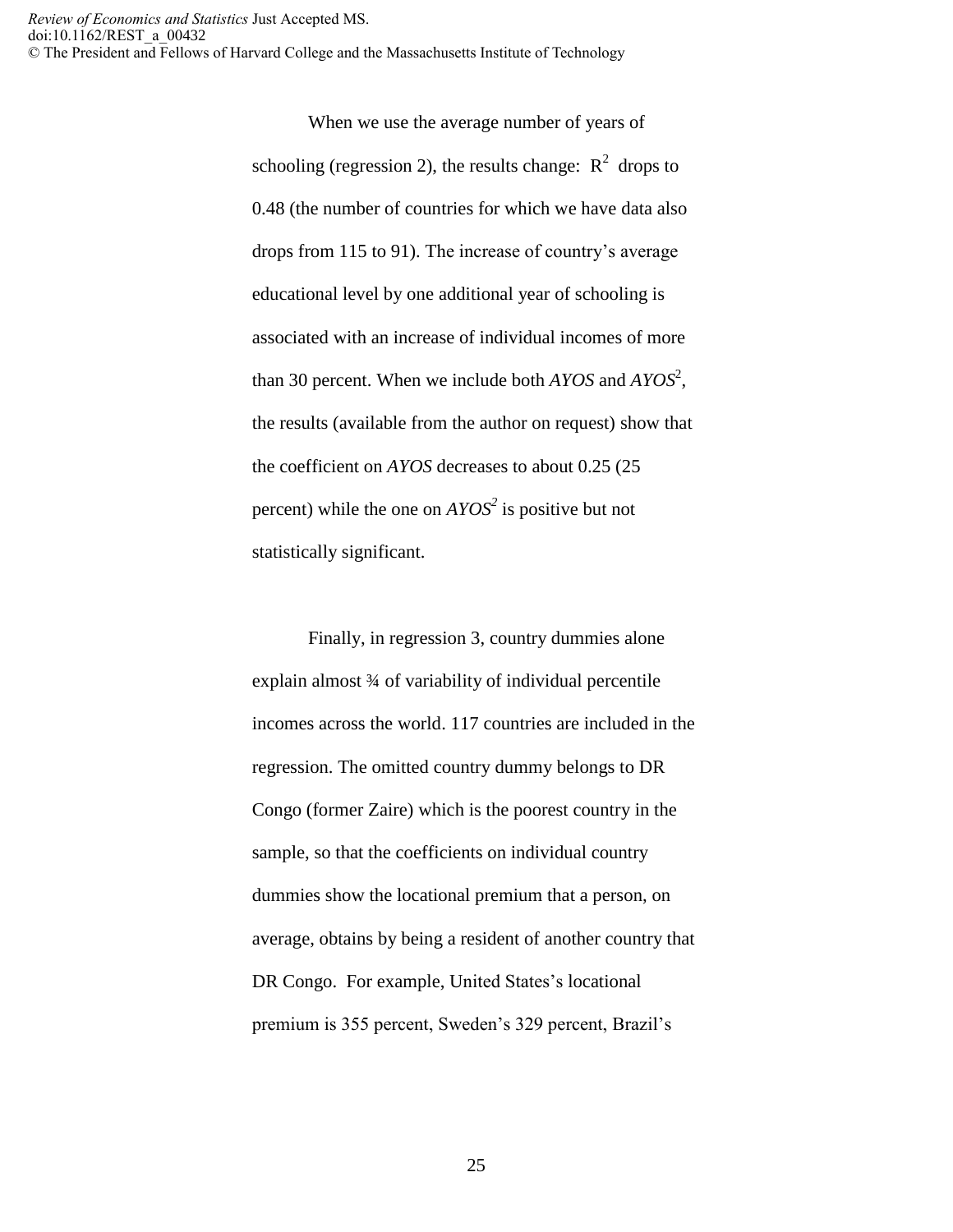When we use the average number of years of schooling (regression 2), the results change: $R^2$ drops to 0.48 (the number of countries for which we have data also drops from 115 to 91). The increase of country's average educational level by one additional year of schooling is associated with an increase of individual incomes of more than 30 percent. When we include both *AYOS* and $AYOS^2$, the results (available from the author on request) show that the coefficient on *AYOS* decreases to about 0.25 (25 percent) while the one on $AYOS^2$ is positive but not statistically significant.

Finally, in regression 3, country dummies alone explain almost ¾ of variability of individual percentile incomes across the world. 117 countries are included in the regression. The omitted country dummy belongs to DR Congo (former Zaire) which is the poorest country in the sample, so that the coefficients on individual country dummies show the locational premium that a person, on average, obtains by being a resident of another country that DR Congo. For example, United States's locational premium is 355 percent, Sweden's 329 percent, Brazil's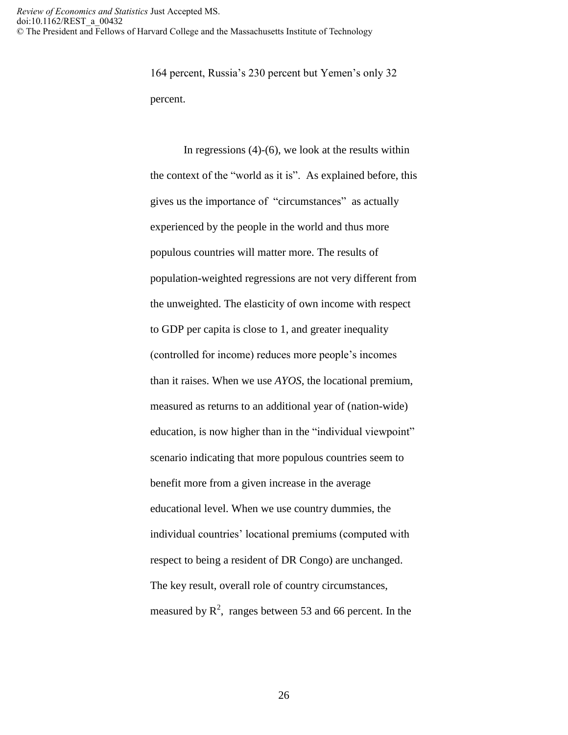164 percent, Russia's 230 percent but Yemen's only 32 percent.

In regressions (4)-(6), we look at the results within the context of the "world as it is". As explained before, this gives us the importance of "circumstances" as actually experienced by the people in the world and thus more populous countries will matter more. The results of population-weighted regressions are not very different from the unweighted. The elasticity of own income with respect to GDP per capita is close to 1, and greater inequality (controlled for income) reduces more people's incomes than it raises. When we use *AYOS*, the locational premium, measured as returns to an additional year of (nation-wide) education, is now higher than in the "individual viewpoint" scenario indicating that more populous countries seem to benefit more from a given increase in the average educational level. When we use country dummies, the individual countries' locational premiums (computed with respect to being a resident of DR Congo) are unchanged. The key result, overall role of country circumstances, measured by $R^2$, ranges between 53 and 66 percent. In the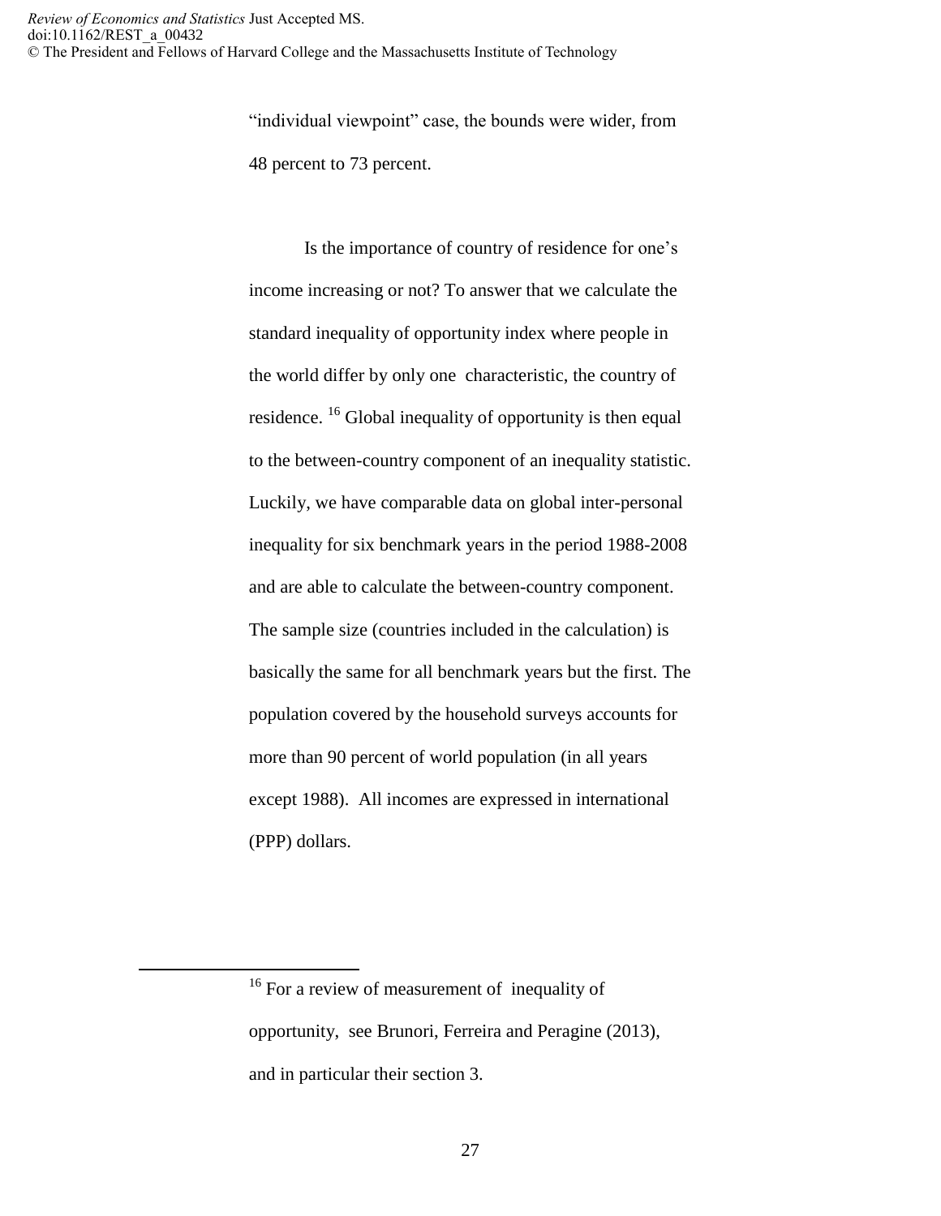"individual viewpoint" case, the bounds were wider, from 48 percent to 73 percent.

Is the importance of country of residence for one's income increasing or not? To answer that we calculate the standard inequality of opportunity index where people in the world differ by only one characteristic, the country of residence. [16] Global inequality of opportunity is then equal to the between-country component of an inequality statistic. Luckily, we have comparable data on global inter-personal inequality for six benchmark years in the period 1988-2008 and are able to calculate the between-country component. The sample size (countries included in the calculation) is basically the same for all benchmark years but the first. The population covered by the household surveys accounts for more than 90 percent of world population (in all years except 1988). All incomes are expressed in international (PPP) dollars.

[16] For a review of measurement of inequality of opportunity, see Brunori, Ferreira and Peragine (2013), and in particular their section 3.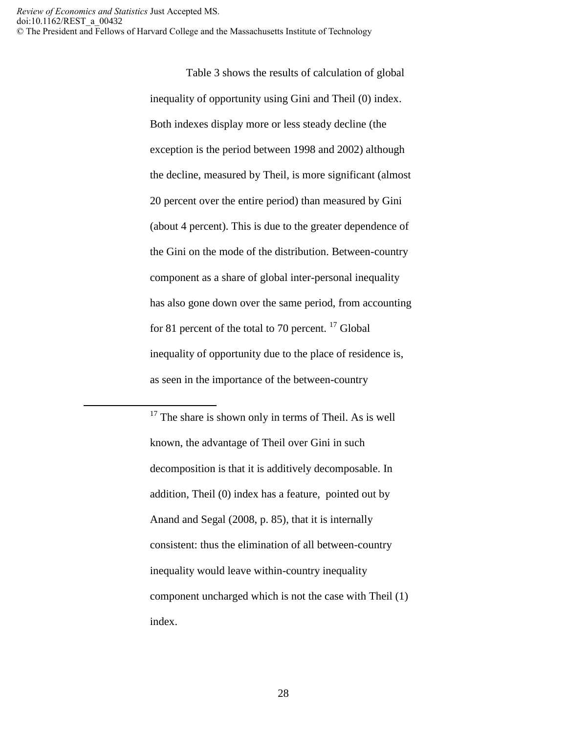Table 3 shows the results of calculation of global inequality of opportunity using Gini and Theil (0) index. Both indexes display more or less steady decline (the exception is the period between 1998 and 2002) although the decline, measured by Theil, is more significant (almost 20 percent over the entire period) than measured by Gini (about 4 percent). This is due to the greater dependence of the Gini on the mode of the distribution. Between-country component as a share of global inter-personal inequality has also gone down over the same period, from accounting for 81 percent of the total to 70 percent. [17] Global inequality of opportunity due to the place of residence is, as seen in the importance of the between-country

---

[17] The share is shown only in terms of Theil. As is well known, the advantage of Theil over Gini in such decomposition is that it is additively decomposable. In addition, Theil (0) index has a feature, pointed out by Anand and Segal (2008, p. 85), that it is internally consistent: thus the elimination of all between-country inequality would leave within-country inequality component uncharged which is not the case with Theil (1) index.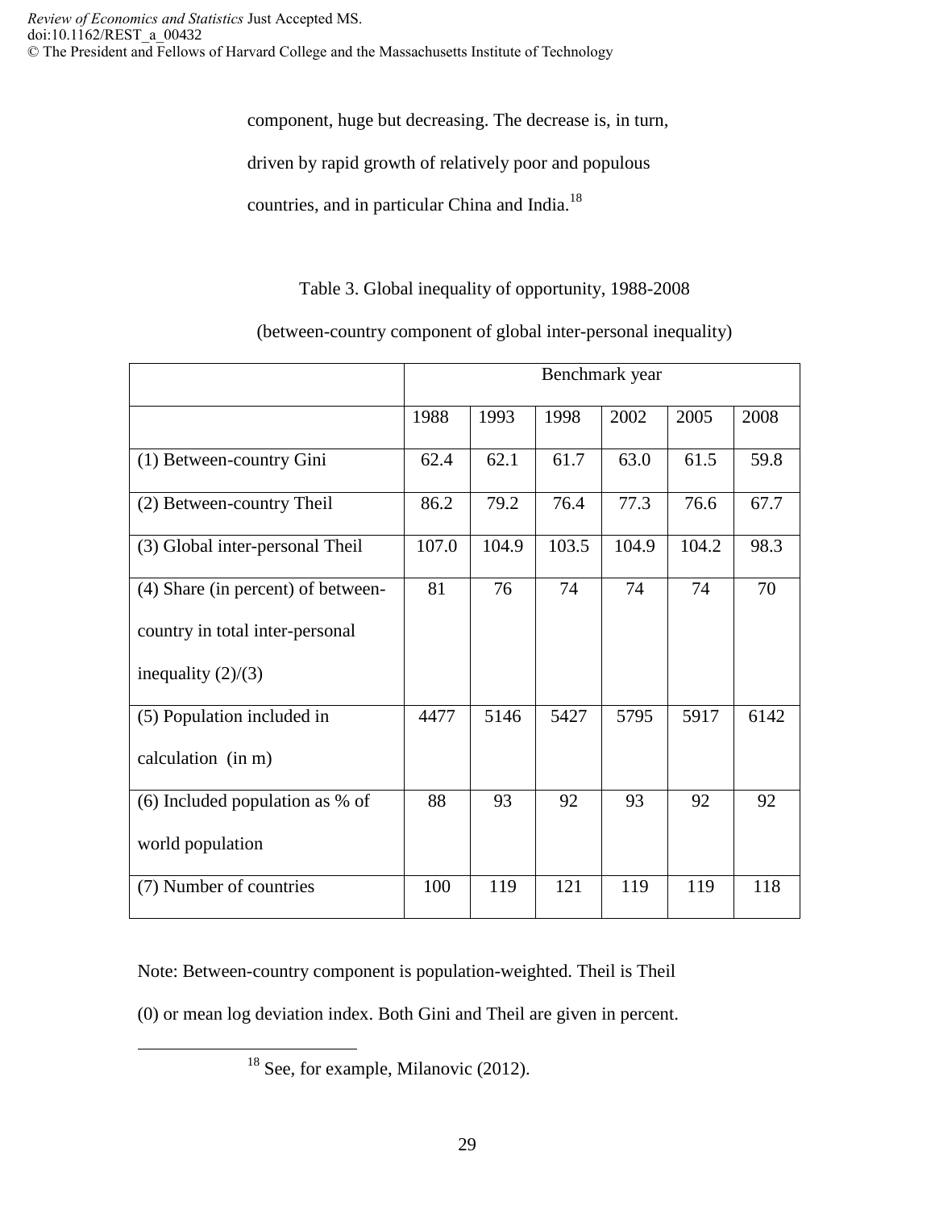component, huge but decreasing. The decrease is, in turn, driven by rapid growth of relatively poor and populous countries, and in particular China and India.[18]

Table 3. Global inequality of opportunity, 1988-2008

(between-country component of global inter-personal inequality)

| | Benchmark year | | | | | |
|---|---|---|---|---|---|---|
| | 1988 | 1993 | 1998 | 2002 | 2005 | 2008 |
| (1) Between-country Gini | 62.4 | 62.1 | 61.7 | 63.0 | 61.5 | 59.8 |
| (2) Between-country Theil | 86.2 | 79.2 | 76.4 | 77.3 | 76.6 | 67.7 |
| (3) Global inter-personal Theil | 107.0 | 104.9 | 103.5 | 104.9 | 104.2 | 98.3 |
| (4) Share (in percent) of between-country in total inter-personal inequality (2)/(3) | 81 | 76 | 74 | 74 | 74 | 70 |
| (5) Population included in calculation (in m) | 4477 | 5146 | 5427 | 5795 | 5917 | 6142 |
| (6) Included population as % of world population | 88 | 93 | 92 | 93 | 92 | 92 |
| (7) Number of countries | 100 | 119 | 121 | 119 | 119 | 118 |

Note: Between-country component is population-weighted. Theil is Theil (0) or mean log deviation index. Both Gini and Theil are given in percent.

[18] See, for example, Milanovic (2012).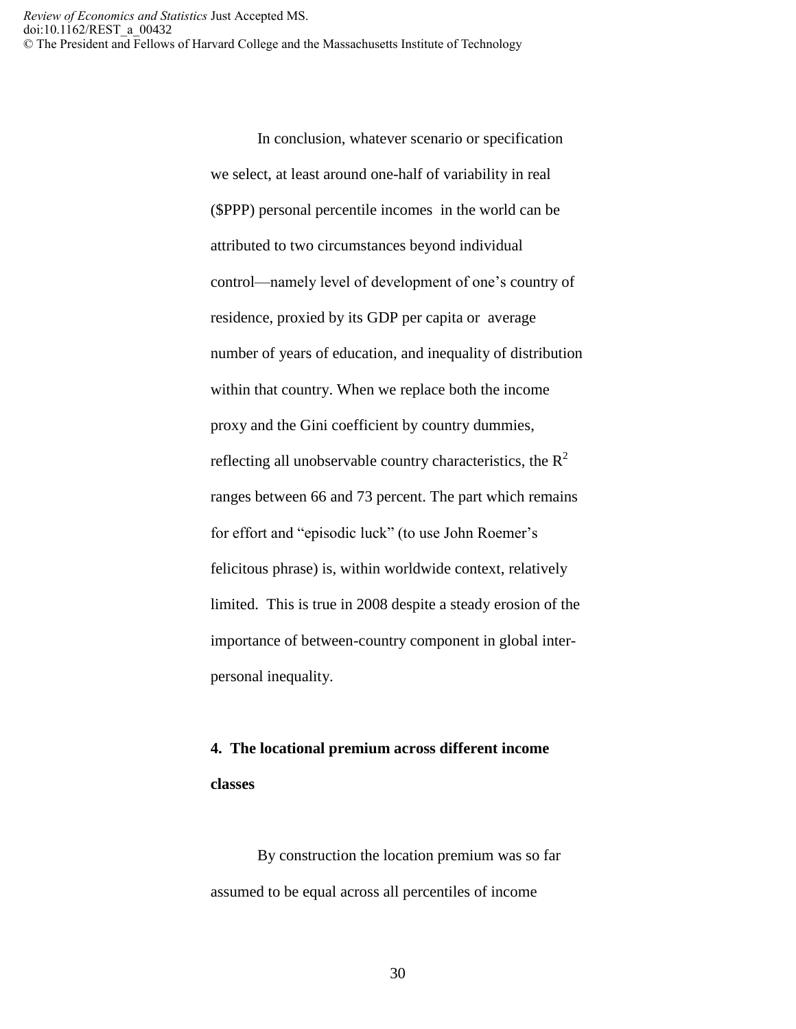In conclusion, whatever scenario or specification we select, at least around one-half of variability in real ($PPP) personal percentile incomes in the world can be attributed to two circumstances beyond individual control—namely level of development of one's country of residence, proxied by its GDP per capita or average number of years of education, and inequality of distribution within that country. When we replace both the income proxy and the Gini coefficient by country dummies, reflecting all unobservable country characteristics, the $R^2$ ranges between 66 and 73 percent. The part which remains for effort and "episodic luck" (to use John Roemer's felicitous phrase) is, within worldwide context, relatively limited. This is true in 2008 despite a steady erosion of the importance of between-country component in global inter-personal inequality.

## 4. The locational premium across different income classes

By construction the location premium was so far assumed to be equal across all percentiles of income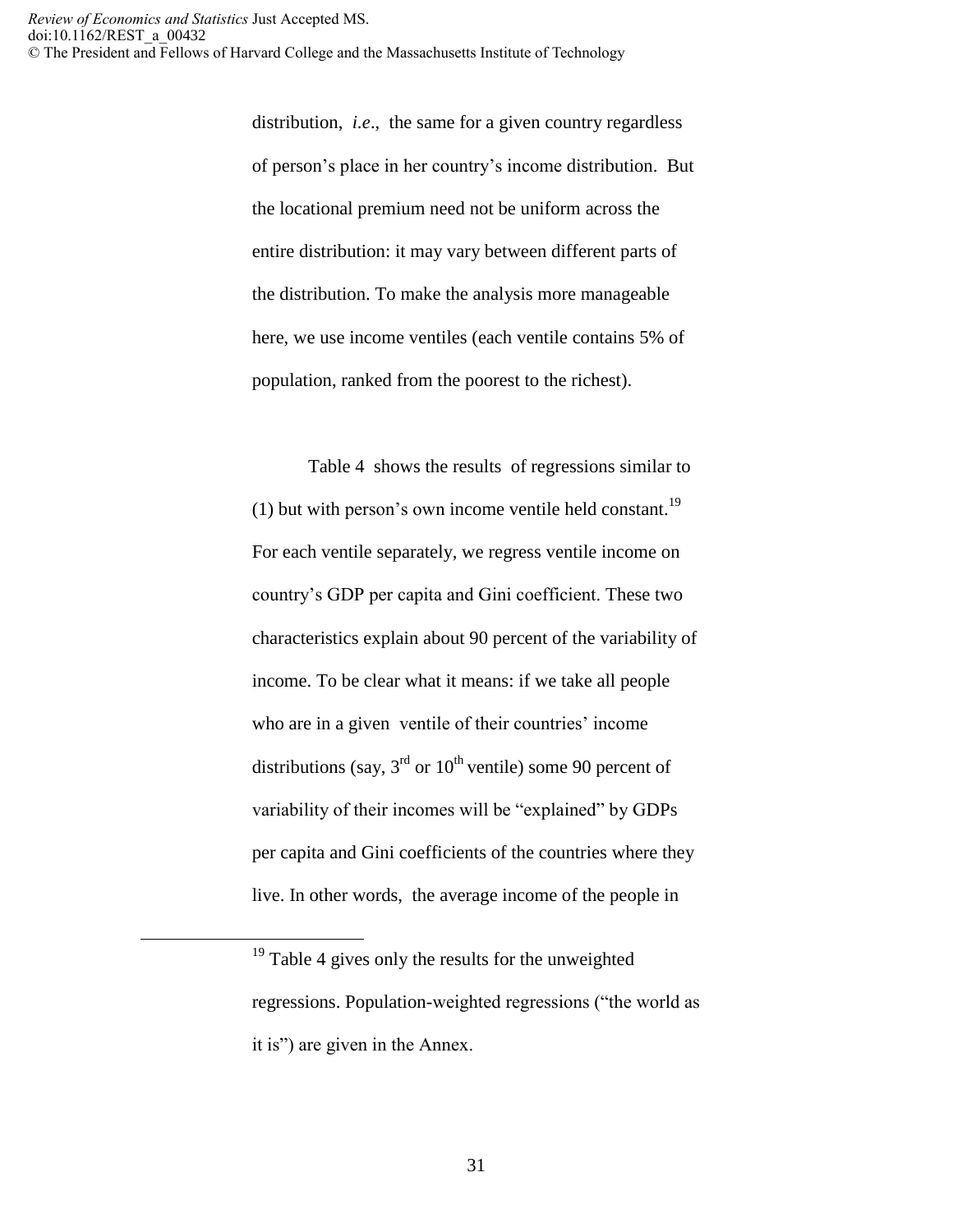distribution, *i.e*., the same for a given country regardless of person's place in her country's income distribution. But the locational premium need not be uniform across the entire distribution: it may vary between different parts of the distribution. To make the analysis more manageable here, we use income ventiles (each ventile contains 5% of population, ranked from the poorest to the richest).

Table 4 shows the results of regressions similar to (1) but with person's own income ventile held constant.[19] For each ventile separately, we regress ventile income on country's GDP per capita and Gini coefficient. These two characteristics explain about 90 percent of the variability of income. To be clear what it means: if we take all people who are in a given ventile of their countries' income distributions (say, 3rd or 10th ventile) some 90 percent of variability of their incomes will be "explained" by GDPs per capita and Gini coefficients of the countries where they live. In other words, the average income of the people in

---

[19] Table 4 gives only the results for the unweighted regressions. Population-weighted regressions ("the world as it is") are given in the Annex.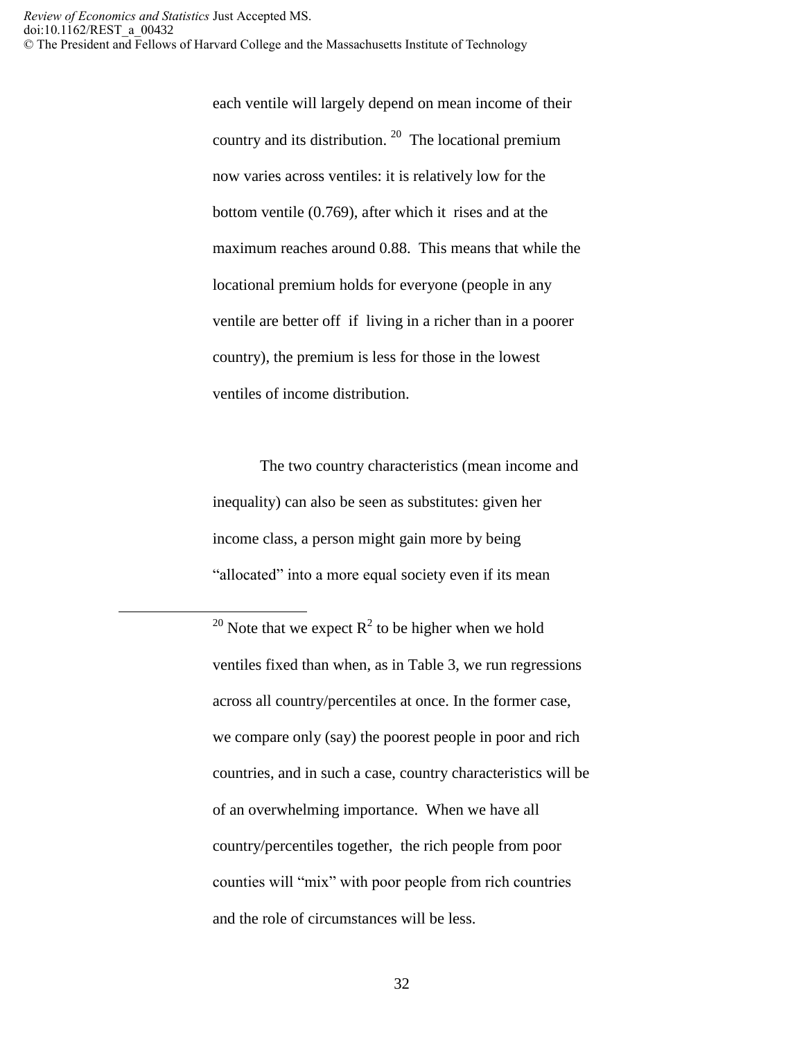each ventile will largely depend on mean income of their country and its distribution. [20] The locational premium now varies across ventiles: it is relatively low for the bottom ventile (0.769), after which it rises and at the maximum reaches around 0.88. This means that while the locational premium holds for everyone (people in any ventile are better off if living in a richer than in a poorer country), the premium is less for those in the lowest ventiles of income distribution.

The two country characteristics (mean income and inequality) can also be seen as substitutes: given her income class, a person might gain more by being "allocated" into a more equal society even if its mean

---

[20] Note that we expect $R^2$ to be higher when we hold ventiles fixed than when, as in Table 3, we run regressions across all country/percentiles at once. In the former case, we compare only (say) the poorest people in poor and rich countries, and in such a case, country characteristics will be of an overwhelming importance. When we have all country/percentiles together, the rich people from poor counties will "mix" with poor people from rich countries and the role of circumstances will be less.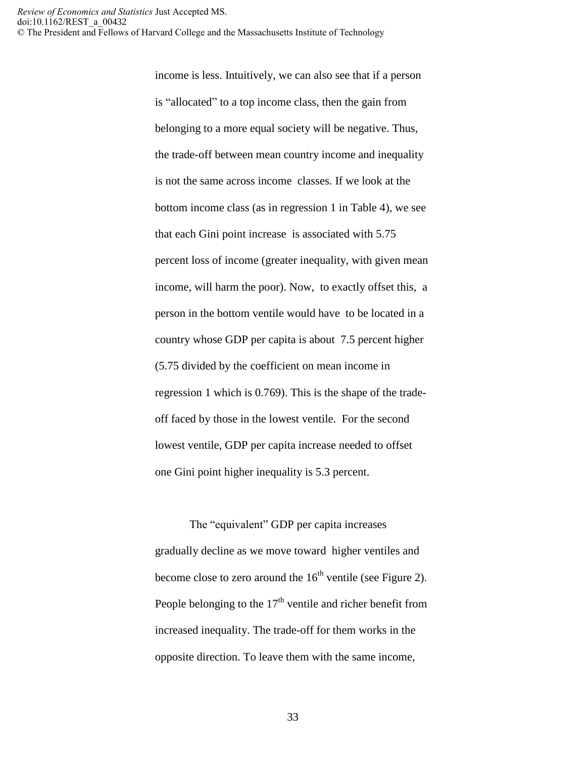income is less. Intuitively, we can also see that if a person is "allocated" to a top income class, then the gain from belonging to a more equal society will be negative. Thus, the trade-off between mean country income and inequality is not the same across income classes. If we look at the bottom income class (as in regression 1 in Table 4), we see that each Gini point increase is associated with 5.75 percent loss of income (greater inequality, with given mean income, will harm the poor). Now, to exactly offset this, a person in the bottom ventile would have to be located in a country whose GDP per capita is about 7.5 percent higher (5.75 divided by the coefficient on mean income in regression 1 which is 0.769). This is the shape of the trade-off faced by those in the lowest ventile. For the second lowest ventile, GDP per capita increase needed to offset one Gini point higher inequality is 5.3 percent.

The "equivalent" GDP per capita increases gradually decline as we move toward higher ventiles and become close to zero around the 16th ventile (see Figure 2). People belonging to the 17th ventile and richer benefit from increased inequality. The trade-off for them works in the opposite direction. To leave them with the same income,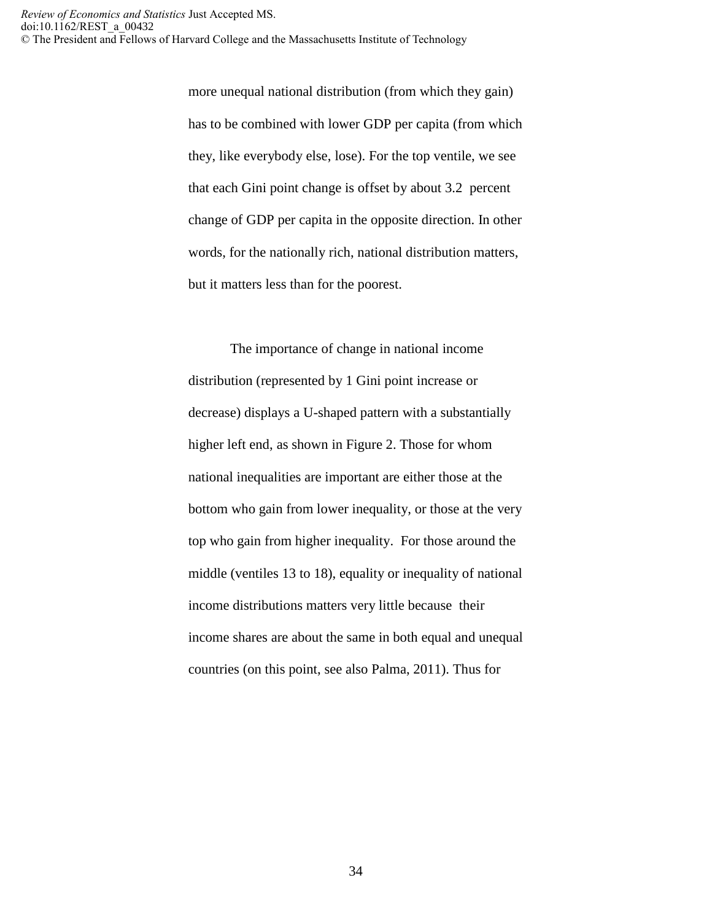more unequal national distribution (from which they gain) has to be combined with lower GDP per capita (from which they, like everybody else, lose). For the top ventile, we see that each Gini point change is offset by about 3.2 percent change of GDP per capita in the opposite direction. In other words, for the nationally rich, national distribution matters, but it matters less than for the poorest.

The importance of change in national income distribution (represented by 1 Gini point increase or decrease) displays a U-shaped pattern with a substantially higher left end, as shown in Figure 2. Those for whom national inequalities are important are either those at the bottom who gain from lower inequality, or those at the very top who gain from higher inequality. For those around the middle (ventiles 13 to 18), equality or inequality of national income distributions matters very little because their income shares are about the same in both equal and unequal countries (on this point, see also Palma, 2011). Thus for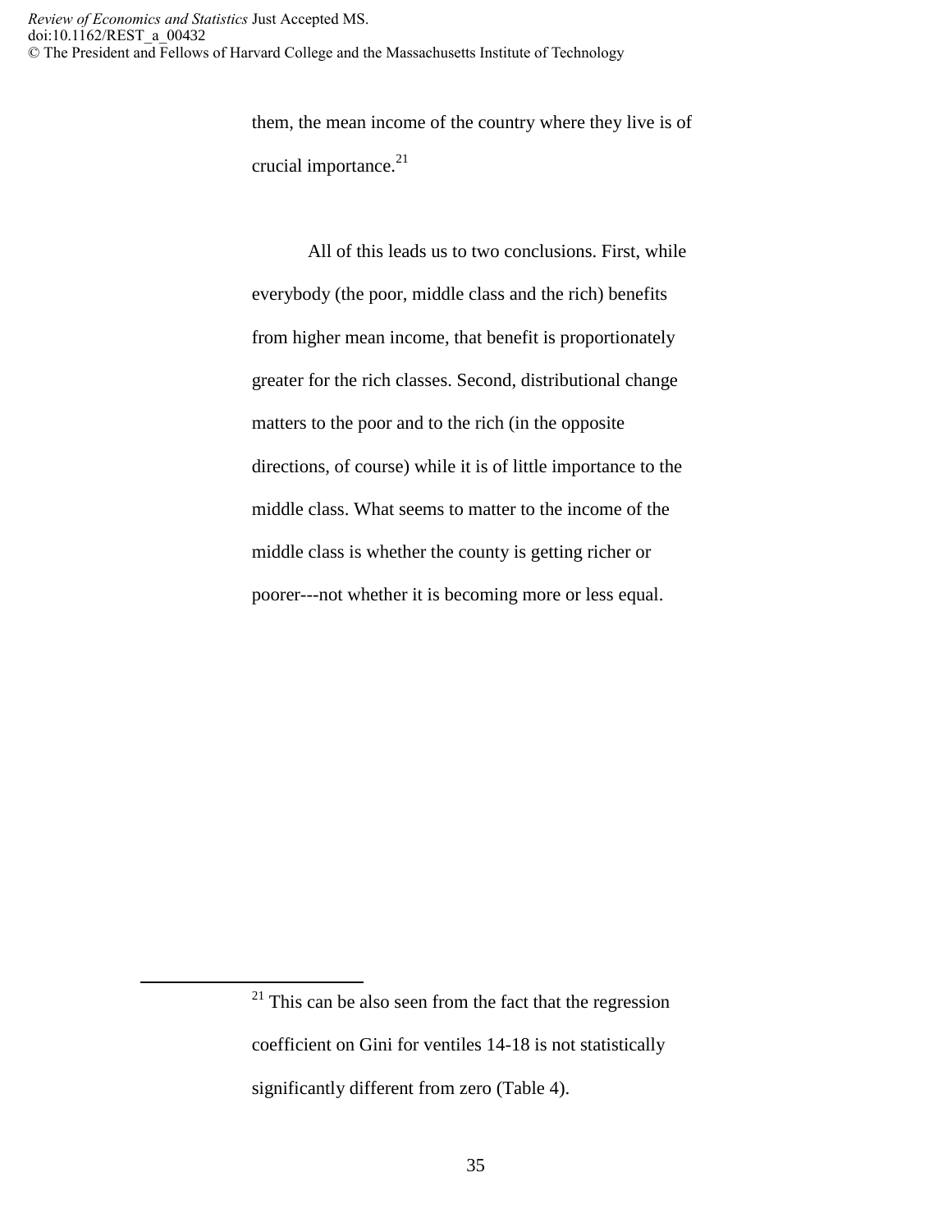them, the mean income of the country where they live is of crucial importance.[21]

All of this leads us to two conclusions. First, while everybody (the poor, middle class and the rich) benefits from higher mean income, that benefit is proportionately greater for the rich classes. Second, distributional change matters to the poor and to the rich (in the opposite directions, of course) while it is of little importance to the middle class. What seems to matter to the income of the middle class is whether the county is getting richer or poorer---not whether it is becoming more or less equal.

---

[21] This can be also seen from the fact that the regression coefficient on Gini for ventiles 14-18 is not statistically significantly different from zero (Table 4).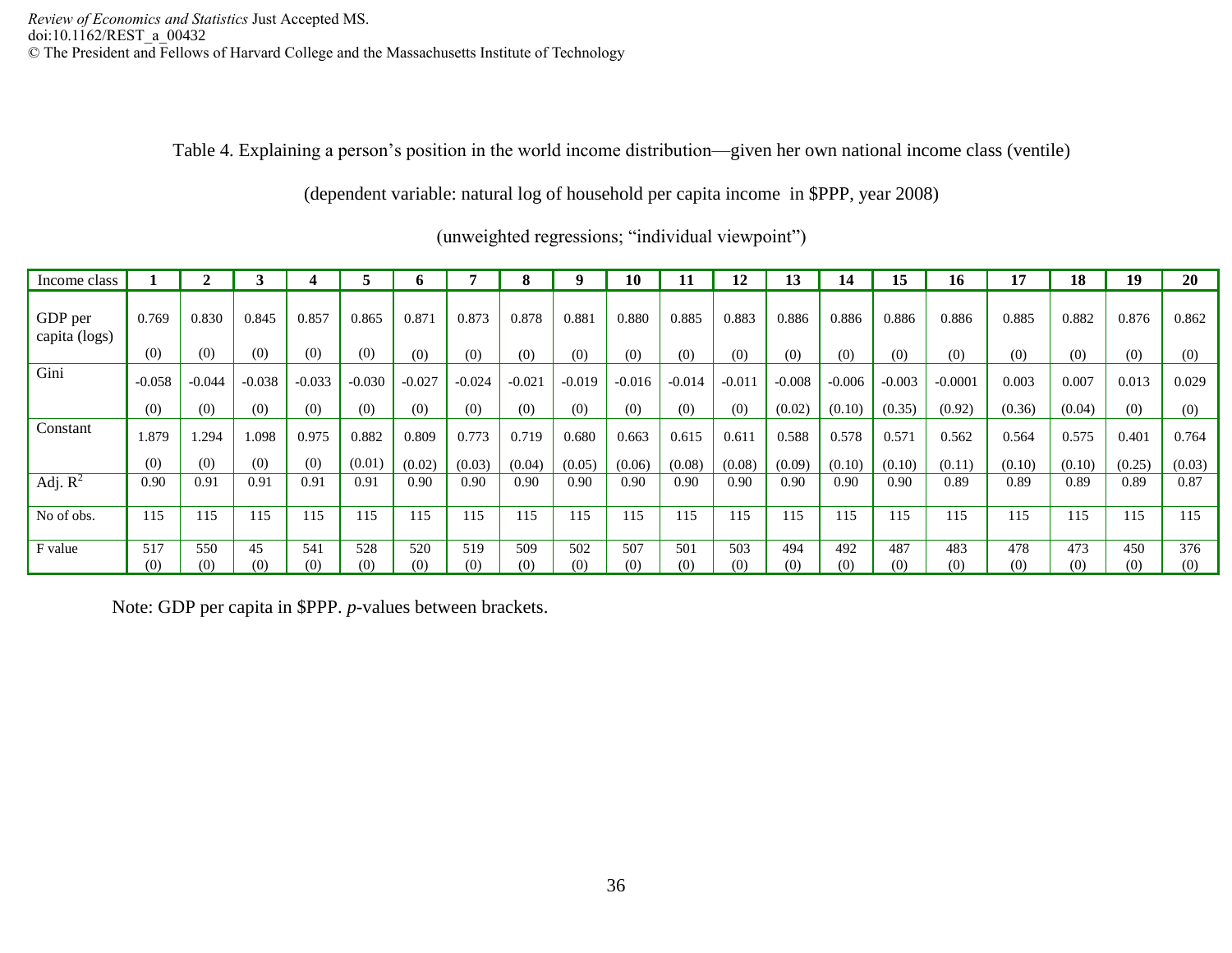Table 4. Explaining a person's position in the world income distribution—given her own national income class (ventile)

(dependent variable: natural log of household per capita income in \$PPP, year 2008)

(unweighted regressions; "individual viewpoint")

| Income class | 1 | 2 | 3 | 4 | 5 | 6 | 7 | 8 | 9 | 10 | 11 | 12 | 13 | 14 | 15 | 16 | 17 | 18 | 19 | 20 |
|---|---|---|---|---|---|---|---|---|---|---|---|---|---|---|---|---|---|---|---|---|
| GDP per capita (logs) | 0.769 | 0.830 | 0.845 | 0.857 | 0.865 | 0.871 | 0.873 | 0.878 | 0.881 | 0.880 | 0.885 | 0.883 | 0.886 | 0.886 | 0.886 | 0.886 | 0.885 | 0.882 | 0.876 | 0.862 |
| | (0) | (0) | (0) | (0) | (0) | (0) | (0) | (0) | (0) | (0) | (0) | (0) | (0) | (0) | (0) | (0) | (0) | (0) | (0) | (0) |
| Gini | -0.058 | -0.044 | -0.038 | -0.033 | -0.030 | -0.027 | -0.024 | -0.021 | -0.019 | -0.016 | -0.014 | -0.011 | -0.008 | -0.006 | -0.003 | -0.0001 | 0.003 | 0.007 | 0.013 | 0.029 |
| | (0) | (0) | (0) | (0) | (0) | (0) | (0) | (0) | (0) | (0) | (0) | (0) | (0.02) | (0.10) | (0.35) | (0.92) | (0.36) | (0.04) | (0) | (0) |
| Constant | 1.879 | 1.294 | 1.098 | 0.975 | 0.882 | 0.809 | 0.773 | 0.719 | 0.680 | 0.663 | 0.615 | 0.611 | 0.588 | 0.578 | 0.571 | 0.562 | 0.564 | 0.575 | 0.401 | 0.764 |
| | (0) | (0) | (0) | (0) | (0.01) | (0.02) | (0.03) | (0.04) | (0.05) | (0.06) | (0.08) | (0.08) | (0.09) | (0.10) | (0.10) | (0.11) | (0.10) | (0.10) | (0.25) | (0.03) |
| Adj. $R^2$ | 0.90 | 0.91 | 0.91 | 0.91 | 0.91 | 0.90 | 0.90 | 0.90 | 0.90 | 0.90 | 0.90 | 0.90 | 0.90 | 0.90 | 0.90 | 0.89 | 0.89 | 0.89 | 0.89 | 0.87 |
| No of obs. | 115 | 115 | 115 | 115 | 115 | 115 | 115 | 115 | 115 | 115 | 115 | 115 | 115 | 115 | 115 | 115 | 115 | 115 | 115 | 115 |
| F value | 517 | 550 | 45 | 541 | 528 | 520 | 519 | 509 | 502 | 507 | 501 | 503 | 494 | 492 | 487 | 483 | 478 | 473 | 450 | 376 |
| | (0) | (0) | (0) | (0) | (0) | (0) | (0) | (0) | (0) | (0) | (0) | (0) | (0) | (0) | (0) | (0) | (0) | (0) | (0) | (0) |

Note: GDP per capita in \$PPP. *p*-values between brackets.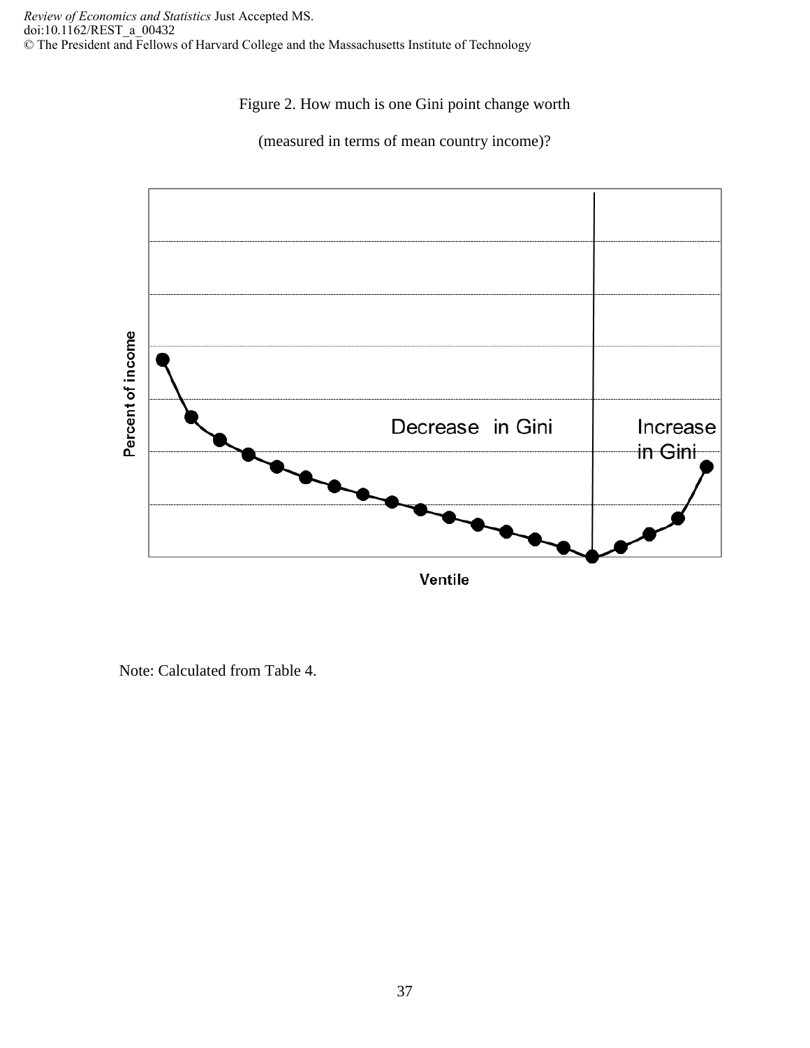Figure 2. How much is one Gini point change worth

(measured in terms of mean country income)?

Note: Calculated from Table 4.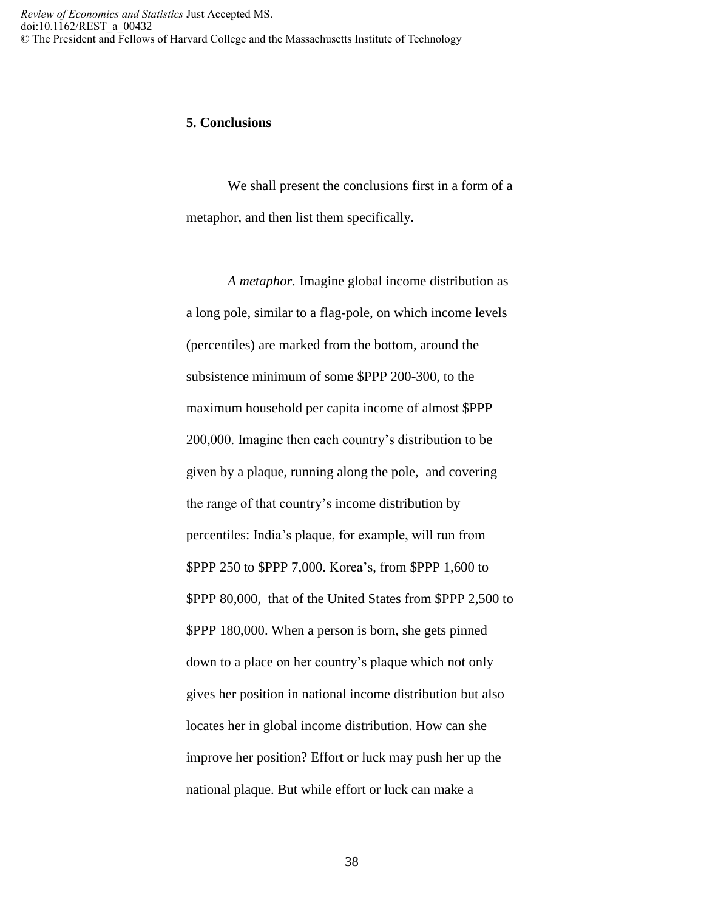## 5. Conclusions

We shall present the conclusions first in a form of a metaphor, and then list them specifically.

*A metaphor*. Imagine global income distribution as a long pole, similar to a flag-pole, on which income levels (percentiles) are marked from the bottom, around the subsistence minimum of some $PPP 200-300, to the maximum household per capita income of almost $PPP 200,000. Imagine then each country's distribution to be given by a plaque, running along the pole, and covering the range of that country's income distribution by percentiles: India's plaque, for example, will run from $PPP 250 to $PPP 7,000. Korea's, from $PPP 1,600 to $PPP 80,000, that of the United States from $PPP 2,500 to $PPP 180,000. When a person is born, she gets pinned down to a place on her country's plaque which not only gives her position in national income distribution but also locates her in global income distribution. How can she improve her position? Effort or luck may push her up the national plaque. But while effort or luck can make a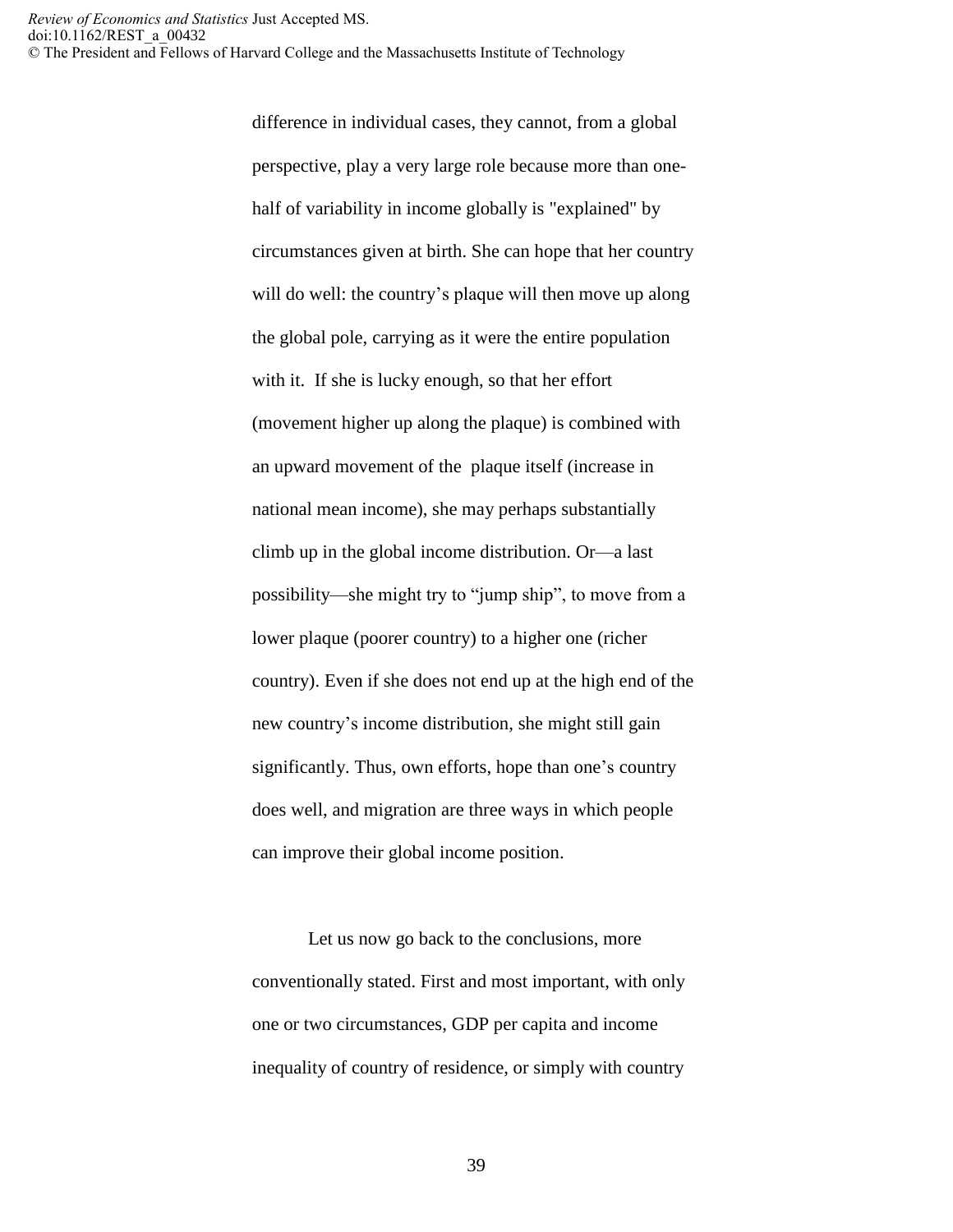difference in individual cases, they cannot, from a global perspective, play a very large role because more than one-half of variability in income globally is "explained" by circumstances given at birth. She can hope that her country will do well: the country's plaque will then move up along the global pole, carrying as it were the entire population with it. If she is lucky enough, so that her effort (movement higher up along the plaque) is combined with an upward movement of the plaque itself (increase in national mean income), she may perhaps substantially climb up in the global income distribution. Or—a last possibility—she might try to "jump ship", to move from a lower plaque (poorer country) to a higher one (richer country). Even if she does not end up at the high end of the new country's income distribution, she might still gain significantly. Thus, own efforts, hope than one's country does well, and migration are three ways in which people can improve their global income position.

Let us now go back to the conclusions, more conventionally stated. First and most important, with only one or two circumstances, GDP per capita and income inequality of country of residence, or simply with country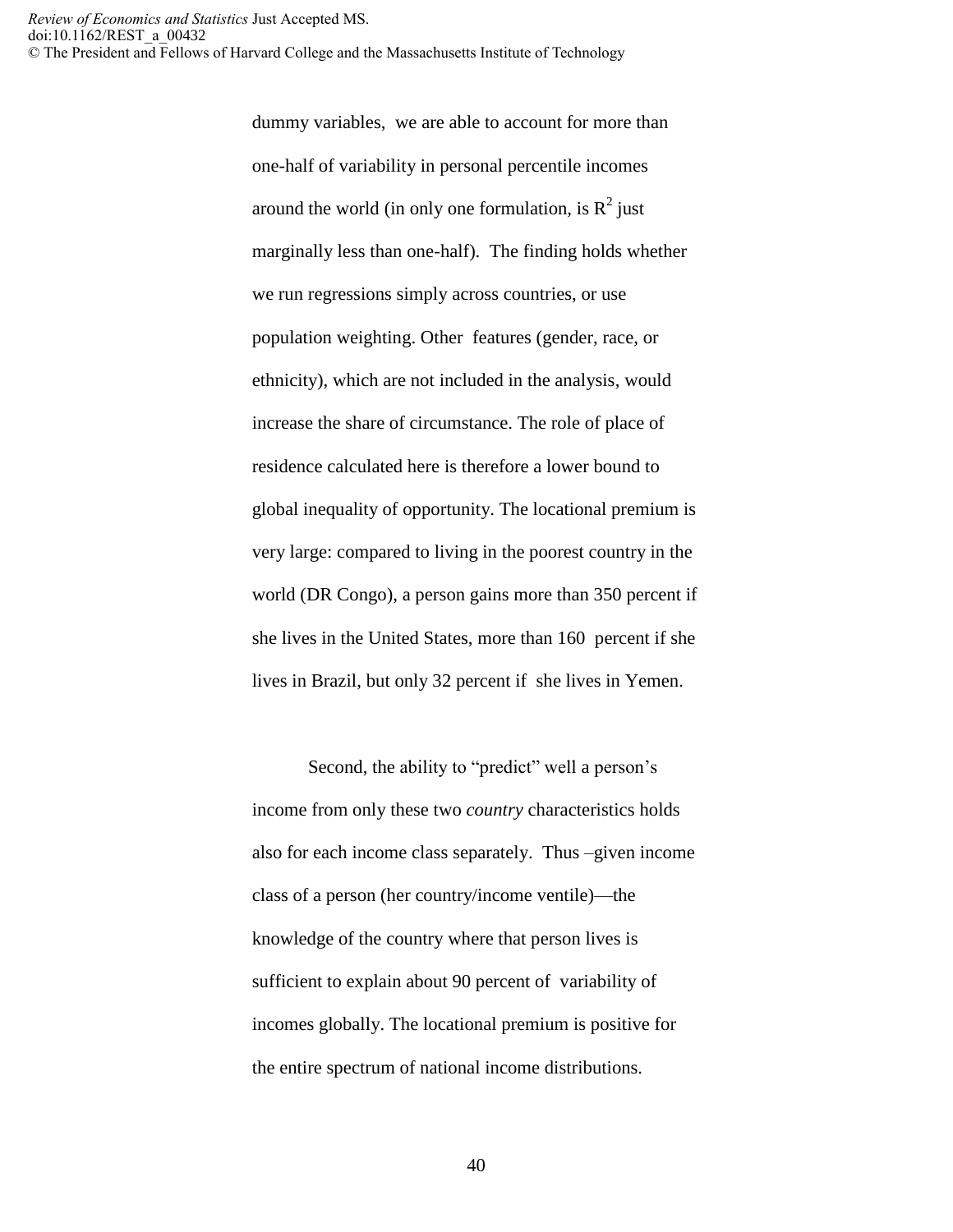dummy variables, we are able to account for more than one-half of variability in personal percentile incomes around the world (in only one formulation, is $R^2$ just marginally less than one-half). The finding holds whether we run regressions simply across countries, or use population weighting. Other features (gender, race, or ethnicity), which are not included in the analysis, would increase the share of circumstance. The role of place of residence calculated here is therefore a lower bound to global inequality of opportunity. The locational premium is very large: compared to living in the poorest country in the world (DR Congo), a person gains more than 350 percent if she lives in the United States, more than 160 percent if she lives in Brazil, but only 32 percent if she lives in Yemen.

Second, the ability to "predict" well a person's income from only these two *country* characteristics holds also for each income class separately. Thus –given income class of a person (her country/income ventile)—the knowledge of the country where that person lives is sufficient to explain about 90 percent of variability of incomes globally. The locational premium is positive for the entire spectrum of national income distributions.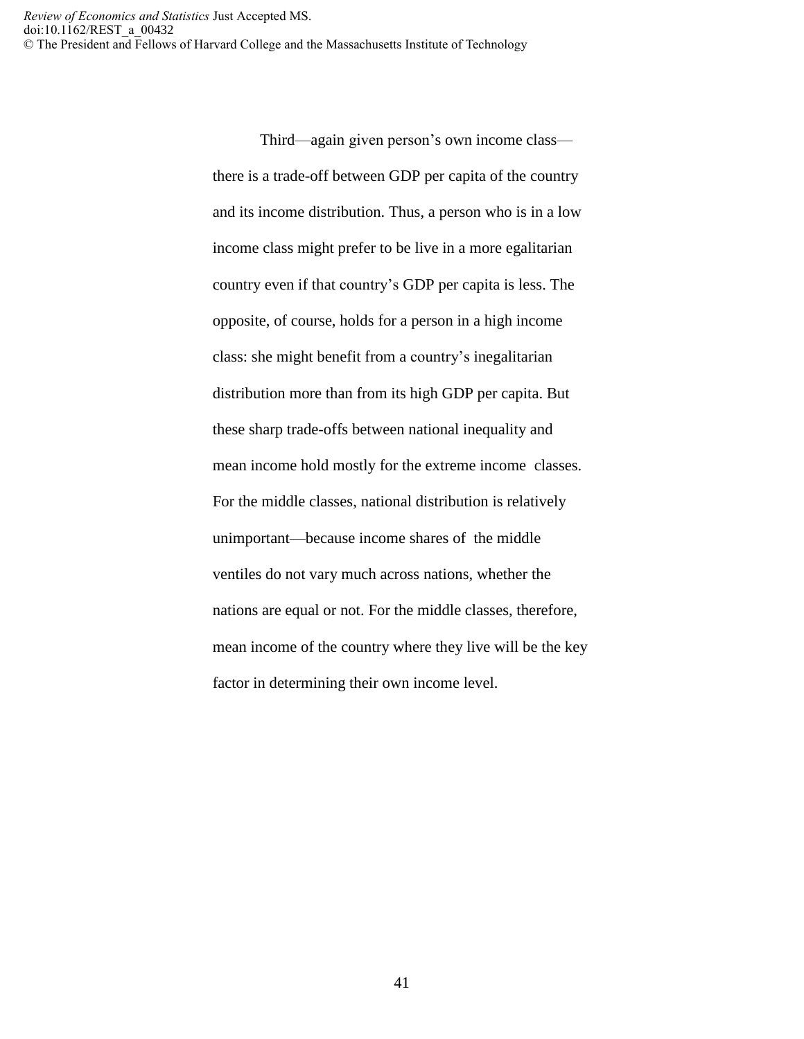Third—again given person's own income class—there is a trade-off between GDP per capita of the country and its income distribution. Thus, a person who is in a low income class might prefer to be live in a more egalitarian country even if that country's GDP per capita is less. The opposite, of course, holds for a person in a high income class: she might benefit from a country's inegalitarian distribution more than from its high GDP per capita. But these sharp trade-offs between national inequality and mean income hold mostly for the extreme income  classes. For the middle classes, national distribution is relatively unimportant—because income shares of  the middle ventiles do not vary much across nations, whether the nations are equal or not. For the middle classes, therefore, mean income of the country where they live will be the key factor in determining their own income level.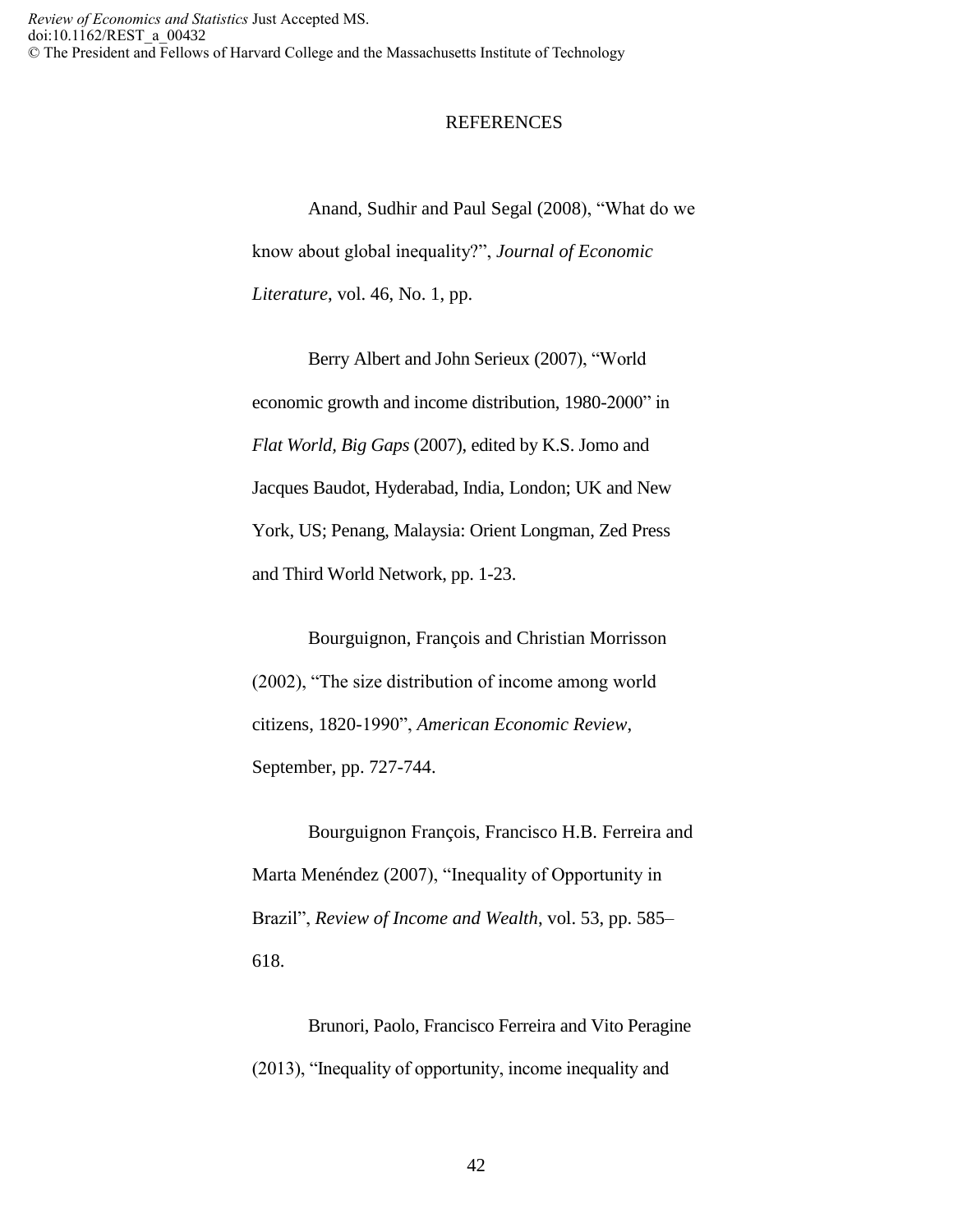# REFERENCES

Anand, Sudhir and Paul Segal (2008), "What do we know about global inequality?", *Journal of Economic Literature*, vol. 46, No. 1, pp.

Berry Albert and John Serieux (2007), "World economic growth and income distribution, 1980-2000" in *Flat World, Big Gaps* (2007), edited by K.S. Jomo and Jacques Baudot, Hyderabad, India, London; UK and New York, US; Penang, Malaysia: Orient Longman, Zed Press and Third World Network, pp. 1-23.

Bourguignon, François and Christian Morrisson (2002), "The size distribution of income among world citizens, 1820-1990", *American Economic Review*, September, pp. 727-744.

Bourguignon François, Francisco H.B. Ferreira and Marta Menéndez (2007), "Inequality of Opportunity in Brazil", *Review of Income and Wealth*, vol. 53, pp. 585–618.

Brunori, Paolo, Francisco Ferreira and Vito Peragine (2013), "Inequality of opportunity, income inequality and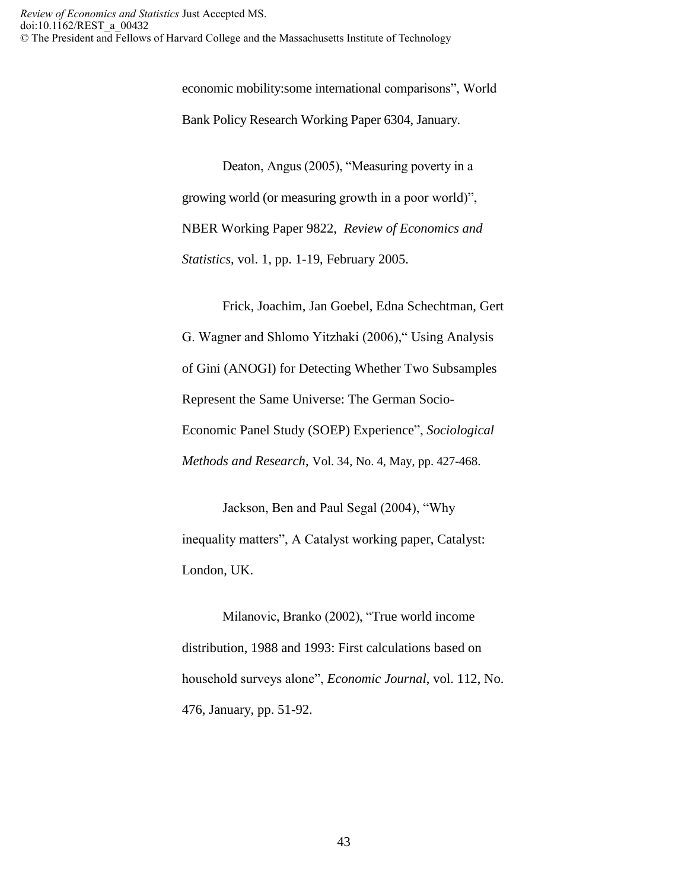economic mobility:some international comparisons", World Bank Policy Research Working Paper 6304, January.

Deaton, Angus (2005), "Measuring poverty in a growing world (or measuring growth in a poor world)", NBER Working Paper 9822, *Review of Economics and Statistics*, vol. 1, pp. 1-19, February 2005.

Frick, Joachim, Jan Goebel, Edna Schechtman, Gert G. Wagner and Shlomo Yitzhaki (2006)," Using Analysis of Gini (ANOGI) for Detecting Whether Two Subsamples Represent the Same Universe: The German Socio-Economic Panel Study (SOEP) Experience", *Sociological Methods and Research*, Vol. 34, No. 4, May, pp. 427-468.

Jackson, Ben and Paul Segal (2004), "Why inequality matters", A Catalyst working paper, Catalyst: London, UK.

Milanovic, Branko (2002), "True world income distribution, 1988 and 1993: First calculations based on household surveys alone", *Economic Journal*, vol. 112, No. 476, January, pp. 51-92.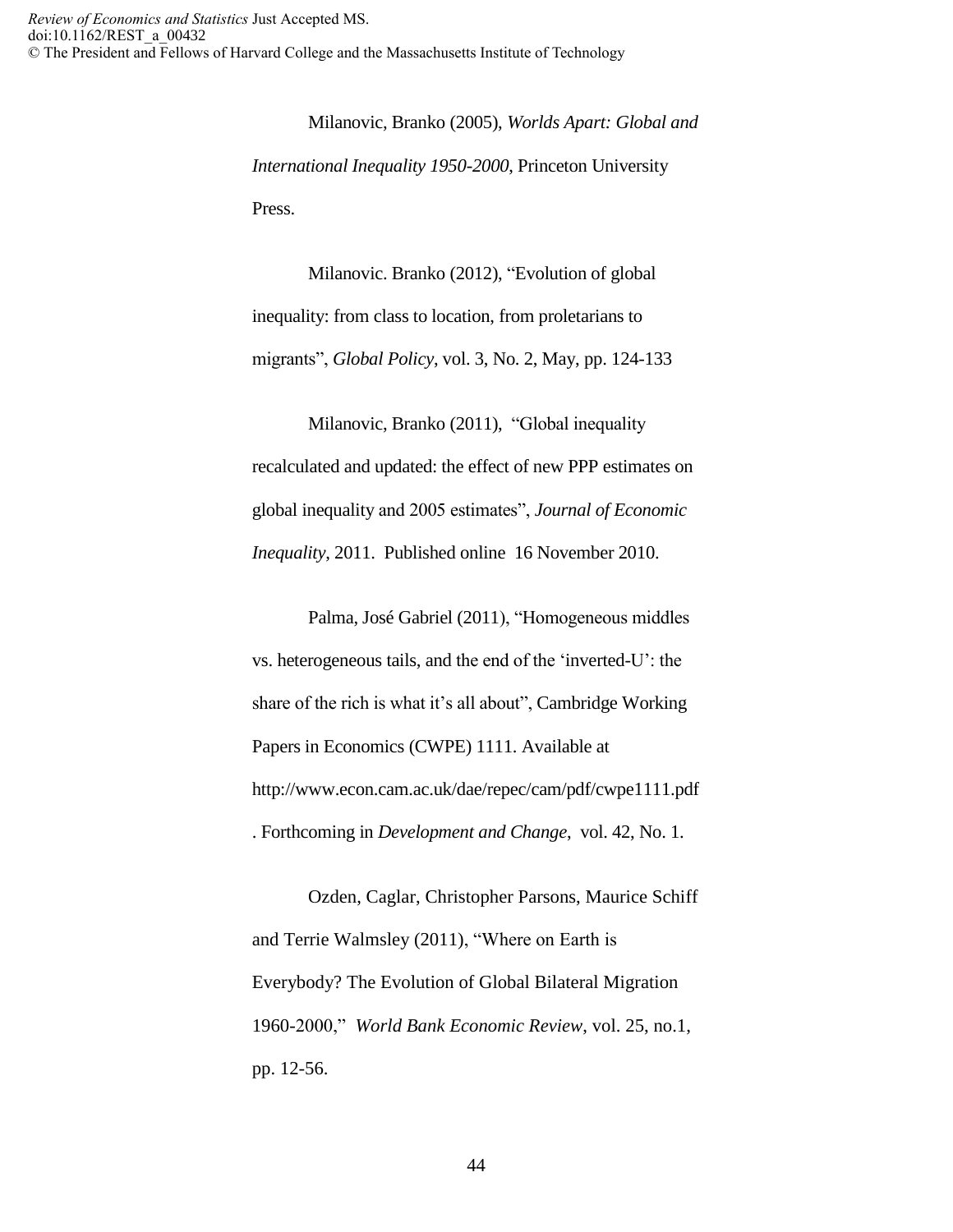Milanovic, Branko (2005), *Worlds Apart: Global and International Inequality 1950-2000*, Princeton University Press.

Milanovic. Branko (2012), "Evolution of global inequality: from class to location, from proletarians to migrants", *Global Policy*, vol. 3, No. 2, May, pp. 124-133

Milanovic, Branko (2011), "Global inequality recalculated and updated: the effect of new PPP estimates on global inequality and 2005 estimates", *Journal of Economic Inequality*, 2011. Published online 16 November 2010.

Palma, José Gabriel (2011), "Homogeneous middles vs. heterogeneous tails, and the end of the 'inverted-U': the share of the rich is what it's all about", Cambridge Working Papers in Economics (CWPE) 1111. Available at http://www.econ.cam.ac.uk/dae/repec/cam/pdf/cwpe1111.pdf . Forthcoming in *Development and Change*, vol. 42, No. 1.

Ozden, Caglar, Christopher Parsons, Maurice Schiff and Terrie Walmsley (2011), "Where on Earth is Everybody? The Evolution of Global Bilateral Migration 1960-2000," *World Bank Economic Review*, vol. 25, no.1, pp. 12-56.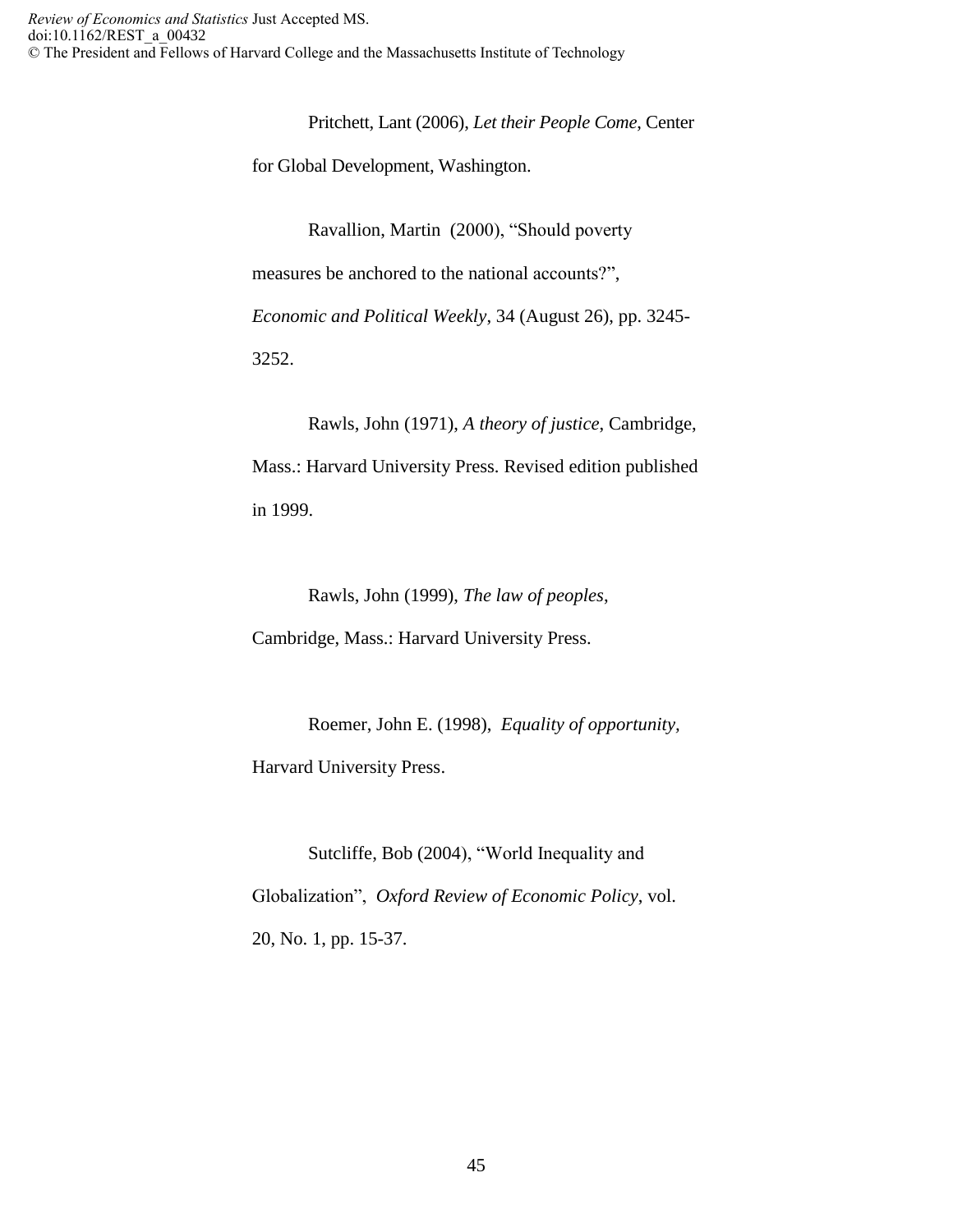Pritchett, Lant (2006), *Let their People Come*, Center for Global Development, Washington.

Ravallion, Martin (2000), "Should poverty measures be anchored to the national accounts?", *Economic and Political Weekly*, 34 (August 26), pp. 3245-3252.

Rawls, John (1971), *A theory of justice*, Cambridge, Mass.: Harvard University Press. Revised edition published in 1999.

Rawls, John (1999), *The law of peoples*, Cambridge, Mass.: Harvard University Press.

Roemer, John E. (1998), *Equality of opportunity*, Harvard University Press.

Sutcliffe, Bob (2004), "World Inequality and Globalization", *Oxford Review of Economic Policy*, vol. 20, No. 1, pp. 15-37.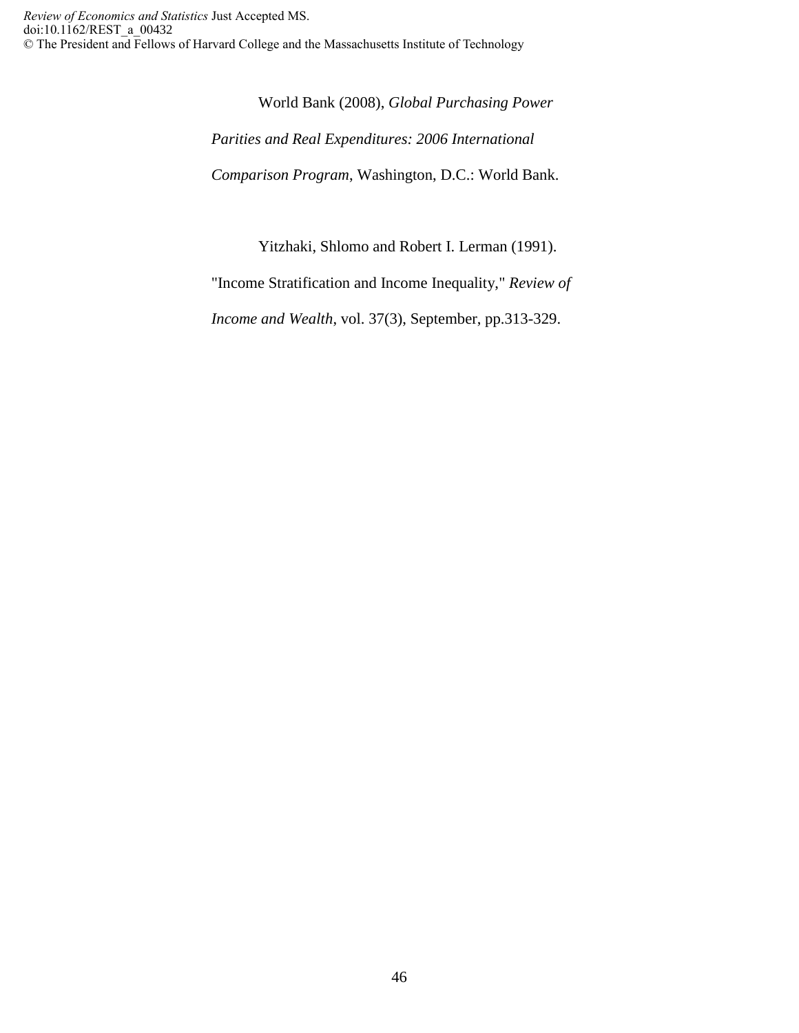World Bank (2008), *Global Purchasing Power Parities and Real Expenditures: 2006 International Comparison Program*, Washington, D.C.: World Bank.

Yitzhaki, Shlomo and Robert I. Lerman (1991). "Income Stratification and Income Inequality," *Review of Income and Wealth*, vol. 37(3), September, pp.313-329.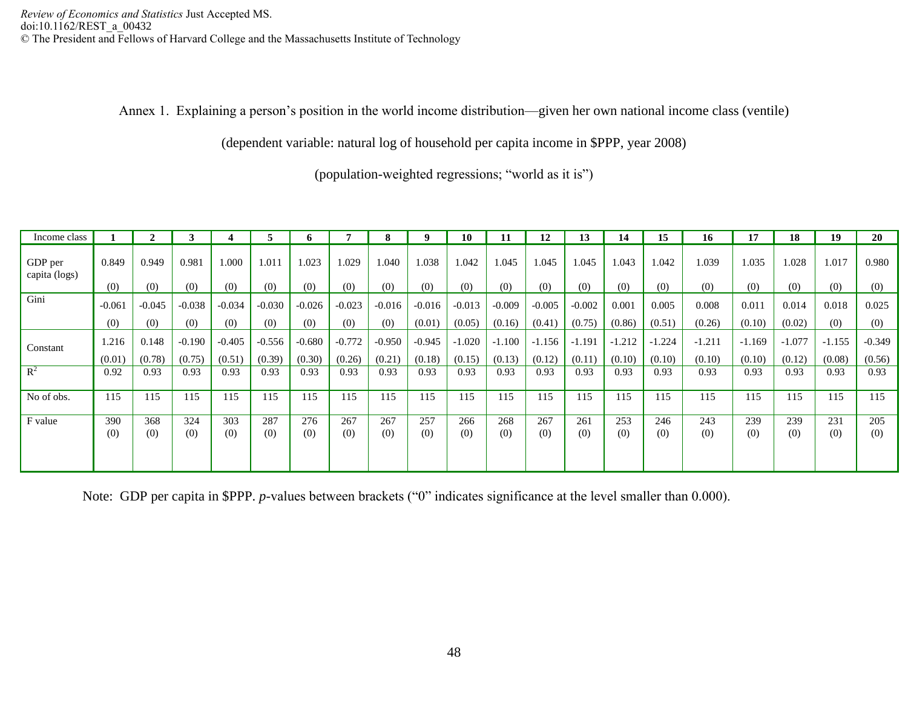Annex 1. Explaining a person's position in the world income distribution—given her own national income class (ventile)

(dependent variable: natural log of household per capita income in $PPP, year 2008)

(population-weighted regressions; "world as it is")

| Income class | 1 | 2 | 3 | 4 | 5 | 6 | 7 | 8 | 9 | 10 | 11 | 12 | 13 | 14 | 15 | 16 | 17 | 18 | 19 | 20 |
|---|---|---|---|---|---|---|---|---|---|---|---|---|---|---|---|---|---|---|---|---|
| GDP per capita (logs) | 0.849 | 0.949 | 0.981 | 1.000 | 1.011 | 1.023 | 1.029 | 1.040 | 1.038 | 1.042 | 1.045 | 1.045 | 1.045 | 1.043 | 1.042 | 1.039 | 1.035 | 1.028 | 1.017 | 0.980 |
| | (0) | (0) | (0) | (0) | (0) | (0) | (0) | (0) | (0) | (0) | (0) | (0) | (0) | (0) | (0) | (0) | (0) | (0) | (0) | (0) |
| Gini | -0.061 | -0.045 | -0.038 | -0.034 | -0.030 | -0.026 | -0.023 | -0.016 | -0.016 | -0.013 | -0.009 | -0.005 | -0.002 | 0.001 | 0.005 | 0.008 | 0.011 | 0.014 | 0.018 | 0.025 |
| | (0) | (0) | (0) | (0) | (0) | (0) | (0) | (0) | (0.01) | (0.05) | (0.16) | (0.41) | (0.75) | (0.86) | (0.51) | (0.26) | (0.10) | (0.02) | (0) | (0) |
| Constant | 1.216 | 0.148 | -0.190 | -0.405 | -0.556 | -0.680 | -0.772 | -0.950 | -0.945 | -1.020 | -1.100 | -1.156 | -1.191 | -1.212 | -1.224 | -1.211 | -1.169 | -1.077 | -1.155 | -0.349 |
| | (0.01) | (0.78) | (0.75) | (0.51) | (0.39) | (0.30) | (0.26) | (0.21) | (0.18) | (0.15) | (0.13) | (0.12) | (0.11) | (0.10) | (0.10) | (0.10) | (0.10) | (0.12) | (0.08) | (0.56) |
| $R^2$ | 0.92 | 0.93 | 0.93 | 0.93 | 0.93 | 0.93 | 0.93 | 0.93 | 0.93 | 0.93 | 0.93 | 0.93 | 0.93 | 0.93 | 0.93 | 0.93 | 0.93 | 0.93 | 0.93 | 0.93 |
| No of obs. | 115 | 115 | 115 | 115 | 115 | 115 | 115 | 115 | 115 | 115 | 115 | 115 | 115 | 115 | 115 | 115 | 115 | 115 | 115 | 115 |
| F value | 390 | 368 | 324 | 303 | 287 | 276 | 267 | 267 | 257 | 266 | 268 | 267 | 261 | 253 | 246 | 243 | 239 | 239 | 231 | 205 |
| | (0) | (0) | (0) | (0) | (0) | (0) | (0) | (0) | (0) | (0) | (0) | (0) | (0) | (0) | (0) | (0) | (0) | (0) | (0) | (0) |

Note: GDP per capita in $PPP. *p*-values between brackets ("0" indicates significance at the level smaller than 0.000).